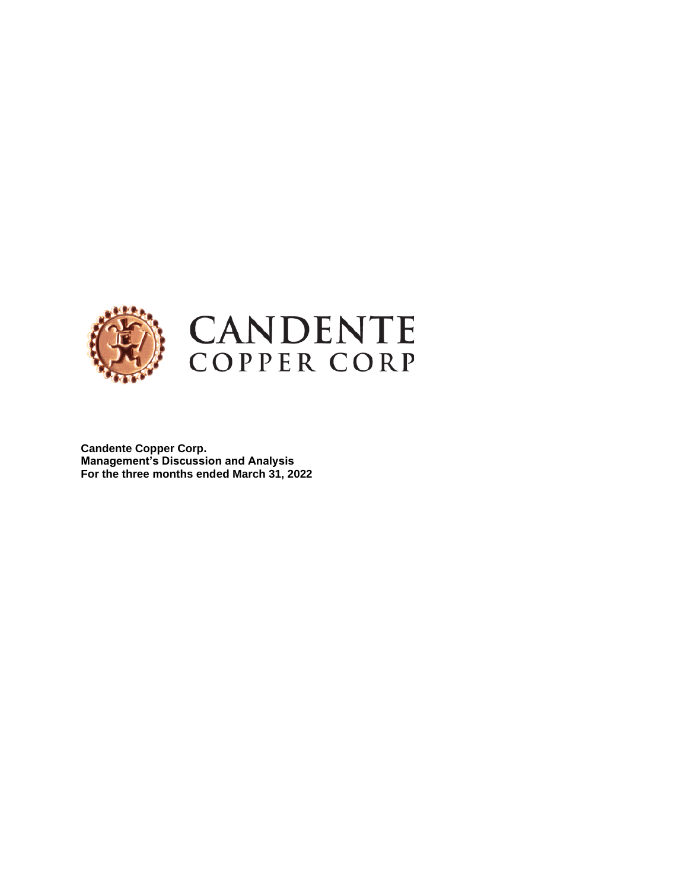CANDENTE COPPER CORP

**Candente Copper Corp.**
**Management's Discussion and Analysis**
**For the three months ended March 31, 2022**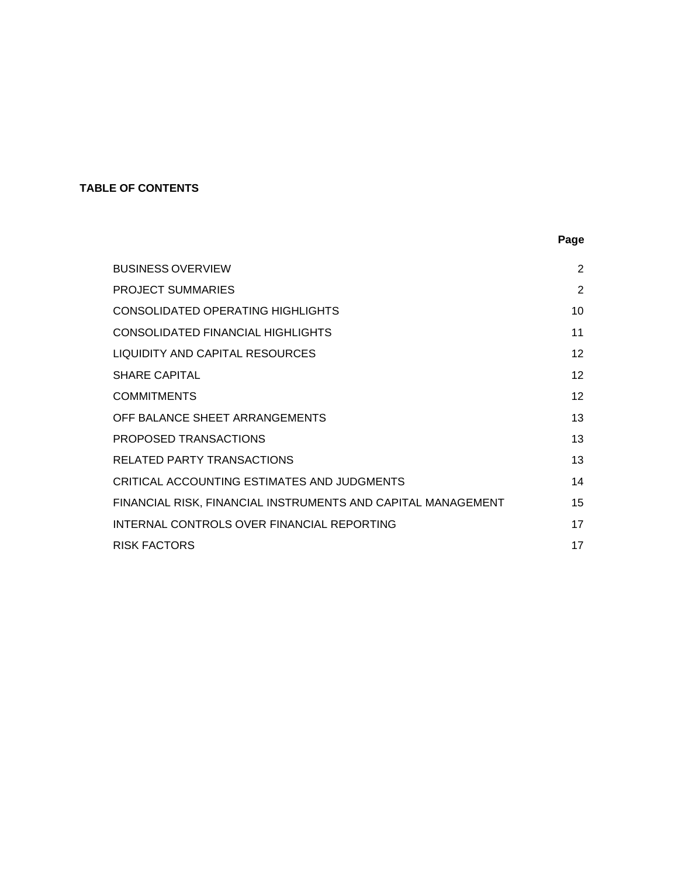**TABLE OF CONTENTS**

| | Page |
|---|---|
| BUSINESS OVERVIEW | 2 |
| PROJECT SUMMARIES | 2 |
| CONSOLIDATED OPERATING HIGHLIGHTS | 10 |
| CONSOLIDATED FINANCIAL HIGHLIGHTS | 11 |
| LIQUIDITY AND CAPITAL RESOURCES | 12 |
| SHARE CAPITAL | 12 |
| COMMITMENTS | 12 |
| OFF BALANCE SHEET ARRANGEMENTS | 13 |
| PROPOSED TRANSACTIONS | 13 |
| RELATED PARTY TRANSACTIONS | 13 |
| CRITICAL ACCOUNTING ESTIMATES AND JUDGMENTS | 14 |
| FINANCIAL RISK, FINANCIAL INSTRUMENTS AND CAPITAL MANAGEMENT | 15 |
| INTERNAL CONTROLS OVER FINANCIAL REPORTING | 17 |
| RISK FACTORS | 17 |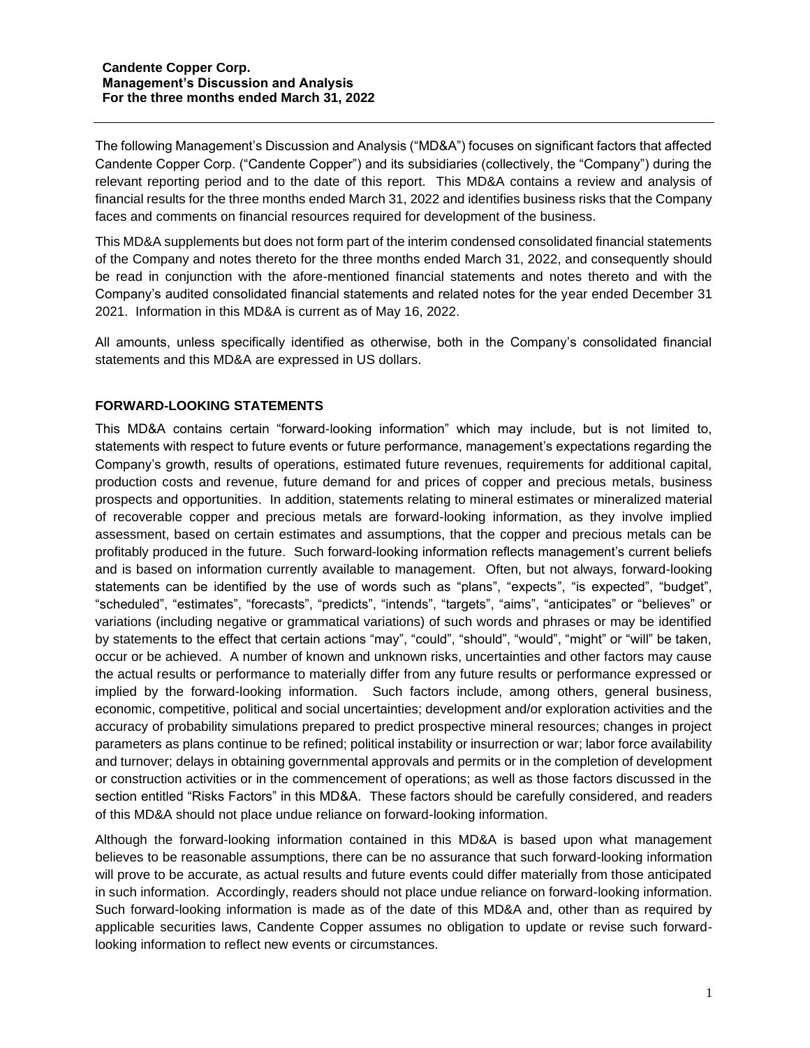**Candente Copper Corp.**
**Management's Discussion and Analysis**
**For the three months ended March 31, 2022**

The following Management's Discussion and Analysis ("MD&A") focuses on significant factors that affected Candente Copper Corp. ("Candente Copper") and its subsidiaries (collectively, the "Company") during the relevant reporting period and to the date of this report. This MD&A contains a review and analysis of financial results for the three months ended March 31, 2022 and identifies business risks that the Company faces and comments on financial resources required for development of the business.

This MD&A supplements but does not form part of the interim condensed consolidated financial statements of the Company and notes thereto for the three months ended March 31, 2022, and consequently should be read in conjunction with the afore-mentioned financial statements and notes thereto and with the Company's audited consolidated financial statements and related notes for the year ended December 31 2021. Information in this MD&A is current as of May 16, 2022.

All amounts, unless specifically identified as otherwise, both in the Company's consolidated financial statements and this MD&A are expressed in US dollars.

## FORWARD-LOOKING STATEMENTS

This MD&A contains certain "forward-looking information" which may include, but is not limited to, statements with respect to future events or future performance, management's expectations regarding the Company's growth, results of operations, estimated future revenues, requirements for additional capital, production costs and revenue, future demand for and prices of copper and precious metals, business prospects and opportunities. In addition, statements relating to mineral estimates or mineralized material of recoverable copper and precious metals are forward-looking information, as they involve implied assessment, based on certain estimates and assumptions, that the copper and precious metals can be profitably produced in the future. Such forward-looking information reflects management's current beliefs and is based on information currently available to management. Often, but not always, forward-looking statements can be identified by the use of words such as "plans", "expects", "is expected", "budget", "scheduled", "estimates", "forecasts", "predicts", "intends", "targets", "aims", "anticipates" or "believes" or variations (including negative or grammatical variations) of such words and phrases or may be identified by statements to the effect that certain actions "may", "could", "should", "would", "might" or "will" be taken, occur or be achieved. A number of known and unknown risks, uncertainties and other factors may cause the actual results or performance to materially differ from any future results or performance expressed or implied by the forward-looking information. Such factors include, among others, general business, economic, competitive, political and social uncertainties; development and/or exploration activities and the accuracy of probability simulations prepared to predict prospective mineral resources; changes in project parameters as plans continue to be refined; political instability or insurrection or war; labor force availability and turnover; delays in obtaining governmental approvals and permits or in the completion of development or construction activities or in the commencement of operations; as well as those factors discussed in the section entitled "Risks Factors" in this MD&A. These factors should be carefully considered, and readers of this MD&A should not place undue reliance on forward-looking information.

Although the forward-looking information contained in this MD&A is based upon what management believes to be reasonable assumptions, there can be no assurance that such forward-looking information will prove to be accurate, as actual results and future events could differ materially from those anticipated in such information. Accordingly, readers should not place undue reliance on forward-looking information. Such forward-looking information is made as of the date of this MD&A and, other than as required by applicable securities laws, Candente Copper assumes no obligation to update or revise such forward-looking information to reflect new events or circumstances.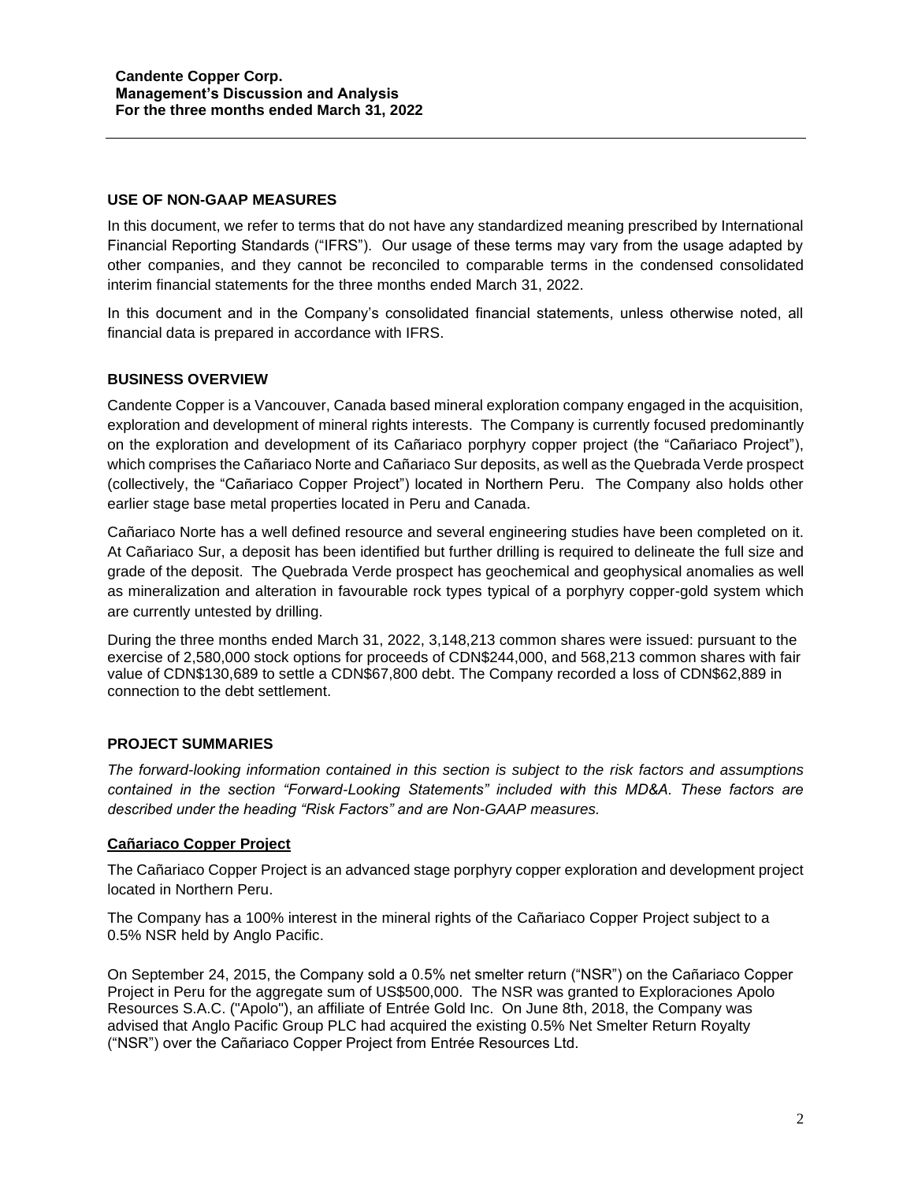## USE OF NON-GAAP MEASURES

In this document, we refer to terms that do not have any standardized meaning prescribed by International Financial Reporting Standards ("IFRS"). Our usage of these terms may vary from the usage adapted by other companies, and they cannot be reconciled to comparable terms in the condensed consolidated interim financial statements for the three months ended March 31, 2022.

In this document and in the Company's consolidated financial statements, unless otherwise noted, all financial data is prepared in accordance with IFRS.

## BUSINESS OVERVIEW

Candente Copper is a Vancouver, Canada based mineral exploration company engaged in the acquisition, exploration and development of mineral rights interests. The Company is currently focused predominantly on the exploration and development of its Cañariaco porphyry copper project (the "Cañariaco Project"), which comprises the Cañariaco Norte and Cañariaco Sur deposits, as well as the Quebrada Verde prospect (collectively, the "Cañariaco Copper Project") located in Northern Peru. The Company also holds other earlier stage base metal properties located in Peru and Canada.

Cañariaco Norte has a well defined resource and several engineering studies have been completed on it. At Cañariaco Sur, a deposit has been identified but further drilling is required to delineate the full size and grade of the deposit. The Quebrada Verde prospect has geochemical and geophysical anomalies as well as mineralization and alteration in favourable rock types typical of a porphyry copper-gold system which are currently untested by drilling.

During the three months ended March 31, 2022, 3,148,213 common shares were issued: pursuant to the exercise of 2,580,000 stock options for proceeds of CDN$244,000, and 568,213 common shares with fair value of CDN$130,689 to settle a CDN$67,800 debt. The Company recorded a loss of CDN$62,889 in connection to the debt settlement.

## PROJECT SUMMARIES

*The forward-looking information contained in this section is subject to the risk factors and assumptions contained in the section "Forward-Looking Statements" included with this MD&A. These factors are described under the heading "Risk Factors" and are Non-GAAP measures.*

### Cañariaco Copper Project

The Cañariaco Copper Project is an advanced stage porphyry copper exploration and development project located in Northern Peru.

The Company has a 100% interest in the mineral rights of the Cañariaco Copper Project subject to a 0.5% NSR held by Anglo Pacific.

On September 24, 2015, the Company sold a 0.5% net smelter return ("NSR") on the Cañariaco Copper Project in Peru for the aggregate sum of US$500,000. The NSR was granted to Exploraciones Apolo Resources S.A.C. ("Apolo"), an affiliate of Entrée Gold Inc. On June 8th, 2018, the Company was advised that Anglo Pacific Group PLC had acquired the existing 0.5% Net Smelter Return Royalty ("NSR") over the Cañariaco Copper Project from Entrée Resources Ltd.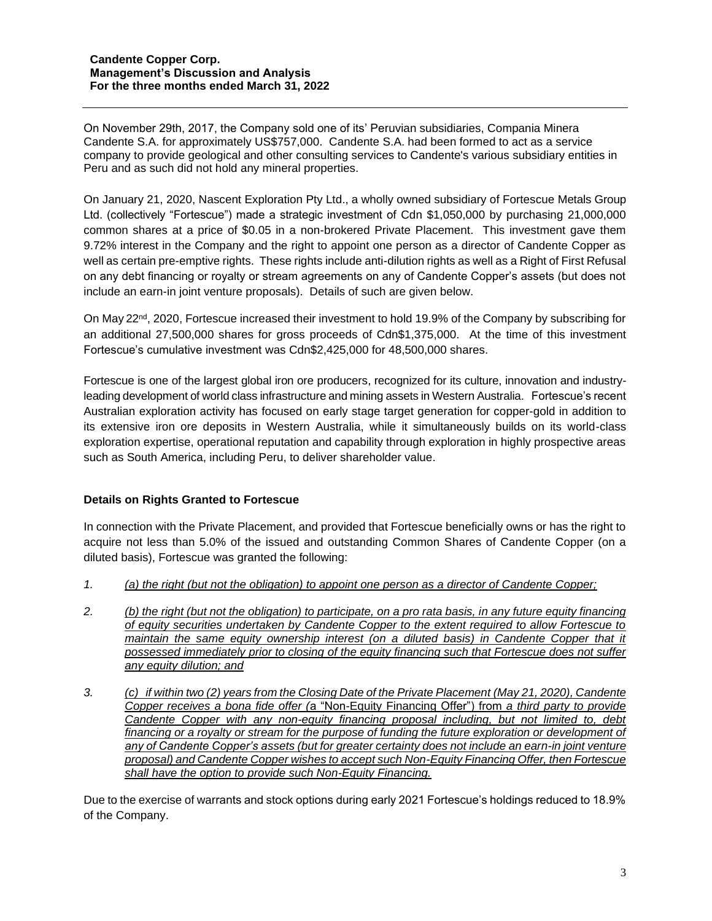On November 29th, 2017, the Company sold one of its' Peruvian subsidiaries, Compania Minera Candente S.A. for approximately US$757,000. Candente S.A. had been formed to act as a service company to provide geological and other consulting services to Candente's various subsidiary entities in Peru and as such did not hold any mineral properties.

On January 21, 2020, Nascent Exploration Pty Ltd., a wholly owned subsidiary of Fortescue Metals Group Ltd. (collectively "Fortescue") made a strategic investment of Cdn $1,050,000 by purchasing 21,000,000 common shares at a price of $0.05 in a non-brokered Private Placement. This investment gave them 9.72% interest in the Company and the right to appoint one person as a director of Candente Copper as well as certain pre-emptive rights. These rights include anti-dilution rights as well as a Right of First Refusal on any debt financing or royalty or stream agreements on any of Candente Copper's assets (but does not include an earn-in joint venture proposals). Details of such are given below.

On May 22nd, 2020, Fortescue increased their investment to hold 19.9% of the Company by subscribing for an additional 27,500,000 shares for gross proceeds of Cdn$1,375,000. At the time of this investment Fortescue's cumulative investment was Cdn$2,425,000 for 48,500,000 shares.

Fortescue is one of the largest global iron ore producers, recognized for its culture, innovation and industry-leading development of world class infrastructure and mining assets in Western Australia. Fortescue's recent Australian exploration activity has focused on early stage target generation for copper-gold in addition to its extensive iron ore deposits in Western Australia, while it simultaneously builds on its world-class exploration expertise, operational reputation and capability through exploration in highly prospective areas such as South America, including Peru, to deliver shareholder value.

**Details on Rights Granted to Fortescue**

In connection with the Private Placement, and provided that Fortescue beneficially owns or has the right to acquire not less than 5.0% of the issued and outstanding Common Shares of Candente Copper (on a diluted basis), Fortescue was granted the following:

1. *(a) the right (but not the obligation) to appoint one person as a director of Candente Copper;*

2. *(b) the right (but not the obligation) to participate, on a pro rata basis, in any future equity financing of equity securities undertaken by Candente Copper to the extent required to allow Fortescue to maintain the same equity ownership interest (on a diluted basis) in Candente Copper that it possessed immediately prior to closing of the equity financing such that Fortescue does not suffer any equity dilution; and*

3. *(c) if within two (2) years from the Closing Date of the Private Placement (May 21, 2020), Candente Copper receives a bona fide offer (*a "Non-Equity Financing Offer") from *a third party to provide Candente Copper with any non-equity financing proposal including, but not limited to, debt financing or a royalty or stream for the purpose of funding the future exploration or development of any of Candente Copper's assets (but for greater certainty does not include an earn-in joint venture proposal) and Candente Copper wishes to accept such Non-Equity Financing Offer, then Fortescue shall have the option to provide such Non-Equity Financing.*

Due to the exercise of warrants and stock options during early 2021 Fortescue's holdings reduced to 18.9% of the Company.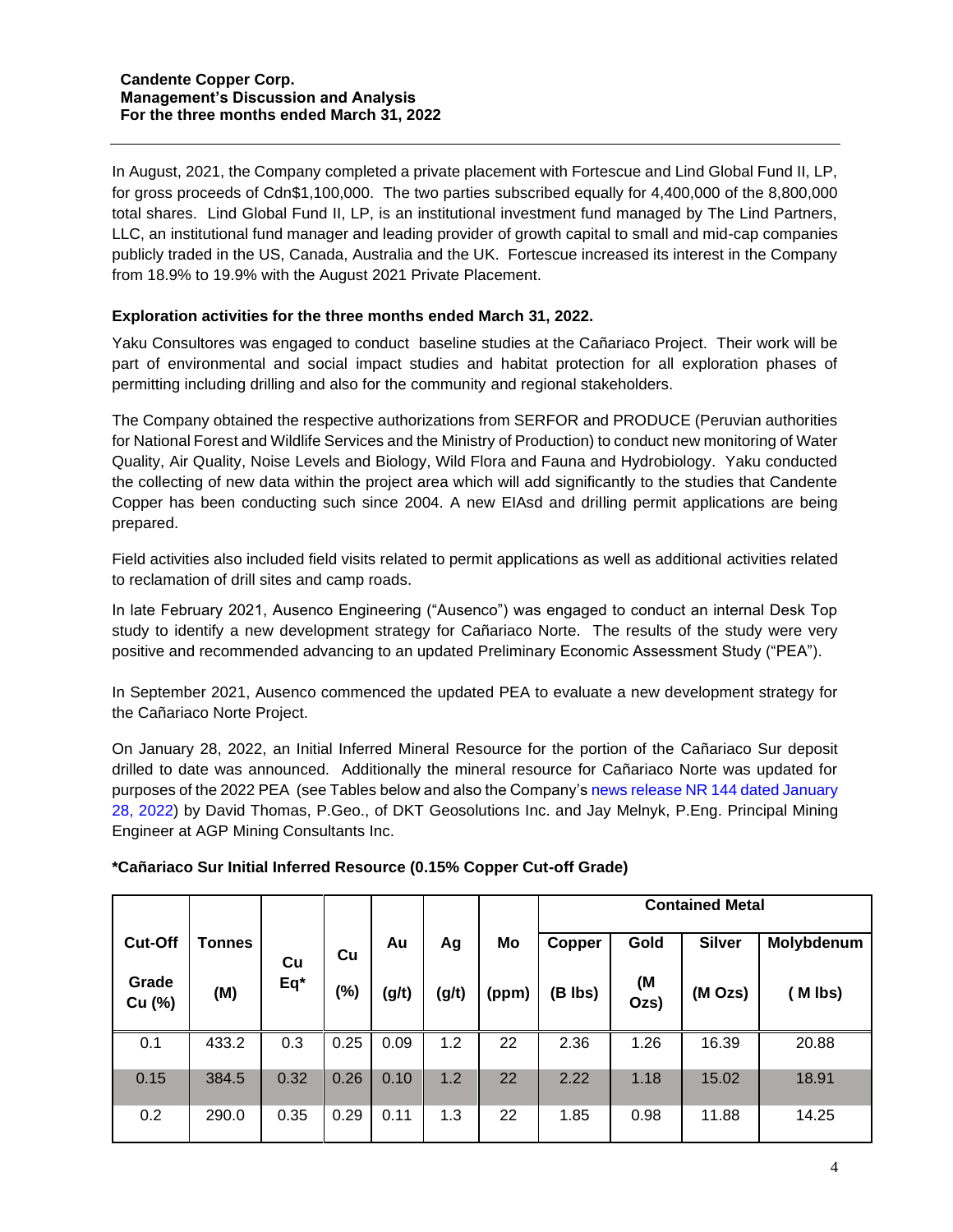In August, 2021, the Company completed a private placement with Fortescue and Lind Global Fund II, LP, for gross proceeds of Cdn$1,100,000. The two parties subscribed equally for 4,400,000 of the 8,800,000 total shares. Lind Global Fund II, LP, is an institutional investment fund managed by The Lind Partners, LLC, an institutional fund manager and leading provider of growth capital to small and mid-cap companies publicly traded in the US, Canada, Australia and the UK. Fortescue increased its interest in the Company from 18.9% to 19.9% with the August 2021 Private Placement.

**Exploration activities for the three months ended March 31, 2022.**

Yaku Consultores was engaged to conduct baseline studies at the Cañariaco Project. Their work will be part of environmental and social impact studies and habitat protection for all exploration phases of permitting including drilling and also for the community and regional stakeholders.

The Company obtained the respective authorizations from SERFOR and PRODUCE (Peruvian authorities for National Forest and Wildlife Services and the Ministry of Production) to conduct new monitoring of Water Quality, Air Quality, Noise Levels and Biology, Wild Flora and Fauna and Hydrobiology. Yaku conducted the collecting of new data within the project area which will add significantly to the studies that Candente Copper has been conducting such since 2004. A new EIAsd and drilling permit applications are being prepared.

Field activities also included field visits related to permit applications as well as additional activities related to reclamation of drill sites and camp roads.

In late February 2021, Ausenco Engineering ("Ausenco") was engaged to conduct an internal Desk Top study to identify a new development strategy for Cañariaco Norte. The results of the study were very positive and recommended advancing to an updated Preliminary Economic Assessment Study ("PEA").

In September 2021, Ausenco commenced the updated PEA to evaluate a new development strategy for the Cañariaco Norte Project.

On January 28, 2022, an Initial Inferred Mineral Resource for the portion of the Cañariaco Sur deposit drilled to date was announced. Additionally the mineral resource for Cañariaco Norte was updated for purposes of the 2022 PEA (see Tables below and also the Company's news release NR 144 dated January 28, 2022) by David Thomas, P.Geo., of DKT Geosolutions Inc. and Jay Melnyk, P.Eng. Principal Mining Engineer at AGP Mining Consultants Inc.

**\*Cañariaco Sur Initial Inferred Resource (0.15% Copper Cut-off Grade)**

| Cut-Off Grade Cu (%) | Tonnes (M) | Cu Eq* | Cu (%) | Au (g/t) | Ag (g/t) | Mo (ppm) | Contained Metal | | | |
|---|---|---|---|---|---|---|---|---|---|---|
| | | | | | | | Copper (B lbs) | Gold (M Ozs) | Silver (M Ozs) | Molybdenum (M lbs) |
| 0.1 | 433.2 | 0.3 | 0.25 | 0.09 | 1.2 | 22 | 2.36 | 1.26 | 16.39 | 20.88 |
| 0.15 | 384.5 | 0.32 | 0.26 | 0.10 | 1.2 | 22 | 2.22 | 1.18 | 15.02 | 18.91 |
| 0.2 | 290.0 | 0.35 | 0.29 | 0.11 | 1.3 | 22 | 1.85 | 0.98 | 11.88 | 14.25 |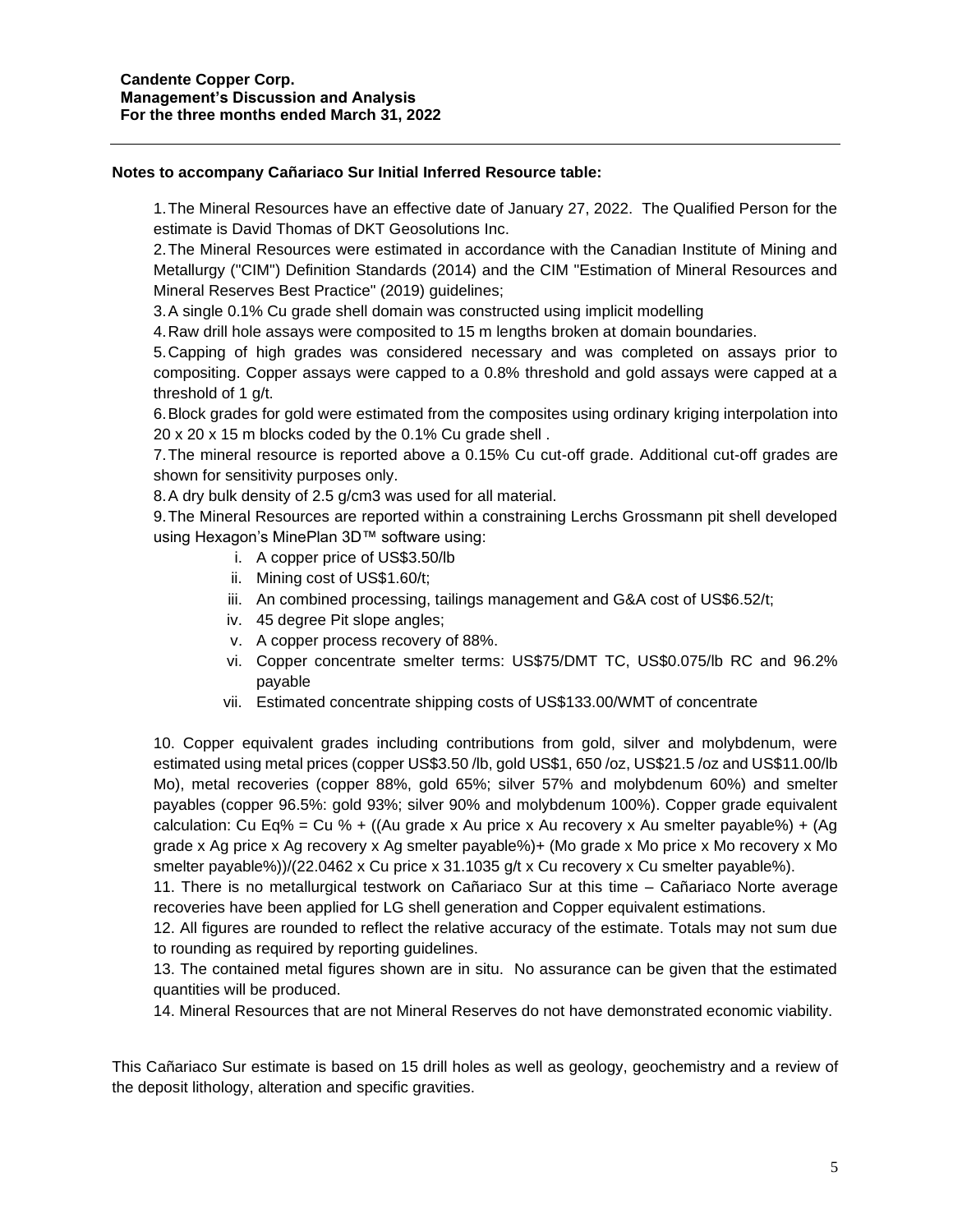**Notes to accompany Cañariaco Sur Initial Inferred Resource table:**

1. The Mineral Resources have an effective date of January 27, 2022. The Qualified Person for the estimate is David Thomas of DKT Geosolutions Inc.
2. The Mineral Resources were estimated in accordance with the Canadian Institute of Mining and Metallurgy ("CIM") Definition Standards (2014) and the CIM "Estimation of Mineral Resources and Mineral Reserves Best Practice" (2019) guidelines;
3. A single 0.1% Cu grade shell domain was constructed using implicit modelling
4. Raw drill hole assays were composited to 15 m lengths broken at domain boundaries.
5. Capping of high grades was considered necessary and was completed on assays prior to compositing. Copper assays were capped to a 0.8% threshold and gold assays were capped at a threshold of 1 g/t.
6. Block grades for gold were estimated from the composites using ordinary kriging interpolation into 20 x 20 x 15 m blocks coded by the 0.1% Cu grade shell .
7. The mineral resource is reported above a 0.15% Cu cut-off grade. Additional cut-off grades are shown for sensitivity purposes only.
8. A dry bulk density of 2.5 g/cm3 was used for all material.
9. The Mineral Resources are reported within a constraining Lerchs Grossmann pit shell developed using Hexagon's MinePlan 3D™ software using:
   1. A copper price of US$3.50/lb
   2. Mining cost of US$1.60/t;
   3. An combined processing, tailings management and G&A cost of US$6.52/t;
   4. 45 degree Pit slope angles;
   5. A copper process recovery of 88%.
   6. Copper concentrate smelter terms: US$75/DMT TC, US$0.075/lb RC and 96.2% payable
   7. Estimated concentrate shipping costs of US$133.00/WMT of concentrate

10. Copper equivalent grades including contributions from gold, silver and molybdenum, were estimated using metal prices (copper US$3.50 /lb, gold US$1, 650 /oz, US$21.5 /oz and US$11.00/lb Mo), metal recoveries (copper 88%, gold 65%; silver 57% and molybdenum 60%) and smelter payables (copper 96.5%: gold 93%; silver 90% and molybdenum 100%). Copper grade equivalent calculation: Cu Eq% = Cu % + ((Au grade x Au price x Au recovery x Au smelter payable%) + (Ag grade x Ag price x Ag recovery x Ag smelter payable%)+ (Mo grade x Mo price x Mo recovery x Mo smelter payable%))/(22.0462 x Cu price x 31.1035 g/t x Cu recovery x Cu smelter payable%).
11. There is no metallurgical testwork on Cañariaco Sur at this time – Cañariaco Norte average recoveries have been applied for LG shell generation and Copper equivalent estimations.
12. All figures are rounded to reflect the relative accuracy of the estimate. Totals may not sum due to rounding as required by reporting guidelines.
13. The contained metal figures shown are in situ. No assurance can be given that the estimated quantities will be produced.
14. Mineral Resources that are not Mineral Reserves do not have demonstrated economic viability.

This Cañariaco Sur estimate is based on 15 drill holes as well as geology, geochemistry and a review of the deposit lithology, alteration and specific gravities.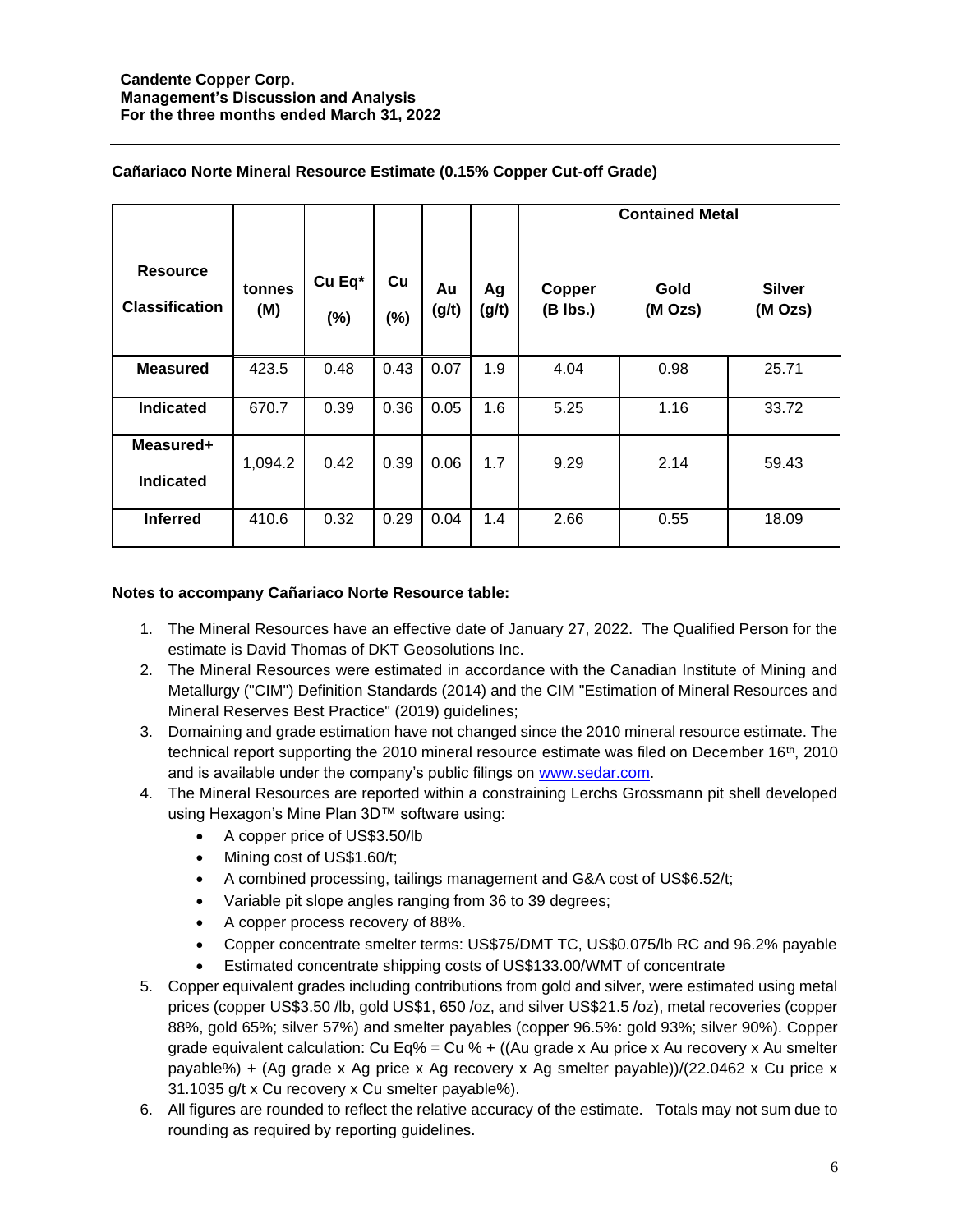**Cañariaco Norte Mineral Resource Estimate (0.15% Copper Cut-off Grade)**

| Resource Classification | tonnes (M) | Cu Eq* (%) | Cu (%) | Au (g/t) | Ag (g/t) | Contained Metal | | |
|---|---|---|---|---|---|---|---|---|
| | | | | | | Copper (B lbs.) | Gold (M Ozs) | Silver (M Ozs) |
| **Measured** | 423.5 | 0.48 | 0.43 | 0.07 | 1.9 | 4.04 | 0.98 | 25.71 |
| **Indicated** | 670.7 | 0.39 | 0.36 | 0.05 | 1.6 | 5.25 | 1.16 | 33.72 |
| **Measured+ Indicated** | 1,094.2 | 0.42 | 0.39 | 0.06 | 1.7 | 9.29 | 2.14 | 59.43 |
| **Inferred** | 410.6 | 0.32 | 0.29 | 0.04 | 1.4 | 2.66 | 0.55 | 18.09 |

**Notes to accompany Cañariaco Norte Resource table:**

1. The Mineral Resources have an effective date of January 27, 2022. The Qualified Person for the estimate is David Thomas of DKT Geosolutions Inc.
2. The Mineral Resources were estimated in accordance with the Canadian Institute of Mining and Metallurgy ("CIM") Definition Standards (2014) and the CIM "Estimation of Mineral Resources and Mineral Reserves Best Practice" (2019) guidelines;
3. Domaining and grade estimation have not changed since the 2010 mineral resource estimate. The technical report supporting the 2010 mineral resource estimate was filed on December 16th, 2010 and is available under the company's public filings on www.sedar.com.
4. The Mineral Resources are reported within a constraining Lerchs Grossmann pit shell developed using Hexagon's Mine Plan 3D™ software using:
   - A copper price of US$3.50/lb
   - Mining cost of US$1.60/t;
   - A combined processing, tailings management and G&A cost of US$6.52/t;
   - Variable pit slope angles ranging from 36 to 39 degrees;
   - A copper process recovery of 88%.
   - Copper concentrate smelter terms: US$75/DMT TC, US$0.075/lb RC and 96.2% payable
   - Estimated concentrate shipping costs of US$133.00/WMT of concentrate
5. Copper equivalent grades including contributions from gold and silver, were estimated using metal prices (copper US$3.50 /lb, gold US$1, 650 /oz, and silver US$21.5 /oz), metal recoveries (copper 88%, gold 65%; silver 57%) and smelter payables (copper 96.5%: gold 93%; silver 90%). Copper grade equivalent calculation: Cu Eq% = Cu % + ((Au grade x Au price x Au recovery x Au smelter payable%) + (Ag grade x Ag price x Ag recovery x Ag smelter payable))/(22.0462 x Cu price x 31.1035 g/t x Cu recovery x Cu smelter payable%).
6. All figures are rounded to reflect the relative accuracy of the estimate. Totals may not sum due to rounding as required by reporting guidelines.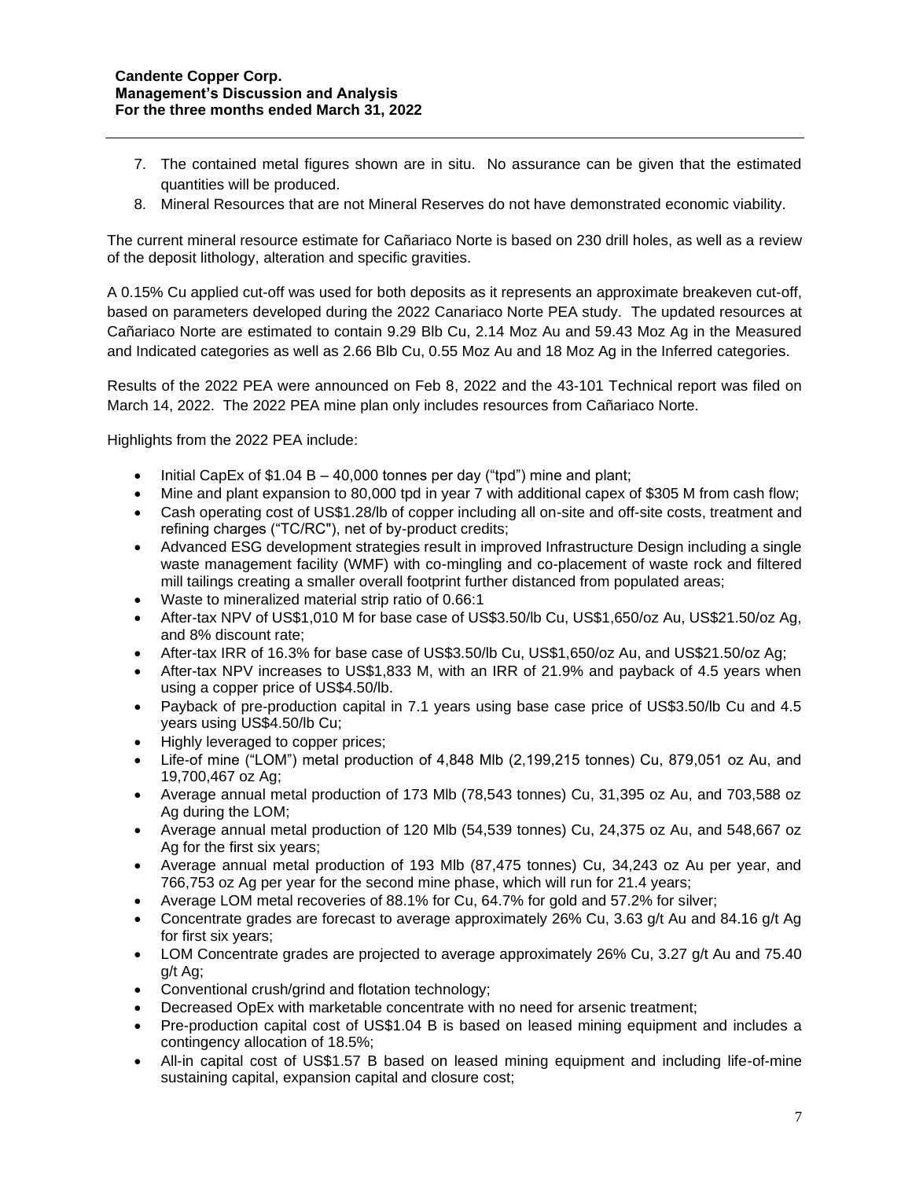7. The contained metal figures shown are in situ. No assurance can be given that the estimated quantities will be produced.
8. Mineral Resources that are not Mineral Reserves do not have demonstrated economic viability.

The current mineral resource estimate for Cañariaco Norte is based on 230 drill holes, as well as a review of the deposit lithology, alteration and specific gravities.

A 0.15% Cu applied cut-off was used for both deposits as it represents an approximate breakeven cut-off, based on parameters developed during the 2022 Canariaco Norte PEA study. The updated resources at Cañariaco Norte are estimated to contain 9.29 Blb Cu, 2.14 Moz Au and 59.43 Moz Ag in the Measured and Indicated categories as well as 2.66 Blb Cu, 0.55 Moz Au and 18 Moz Ag in the Inferred categories.

Results of the 2022 PEA were announced on Feb 8, 2022 and the 43-101 Technical report was filed on March 14, 2022. The 2022 PEA mine plan only includes resources from Cañariaco Norte.

Highlights from the 2022 PEA include:

- Initial CapEx of $1.04 B – 40,000 tonnes per day ("tpd") mine and plant;
- Mine and plant expansion to 80,000 tpd in year 7 with additional capex of $305 M from cash flow;
- Cash operating cost of US$1.28/lb of copper including all on-site and off-site costs, treatment and refining charges ("TC/RC"), net of by-product credits;
- Advanced ESG development strategies result in improved Infrastructure Design including a single waste management facility (WMF) with co-mingling and co-placement of waste rock and filtered mill tailings creating a smaller overall footprint further distanced from populated areas;
- Waste to mineralized material strip ratio of 0.66:1
- After-tax NPV of US$1,010 M for base case of US$3.50/lb Cu, US$1,650/oz Au, US$21.50/oz Ag, and 8% discount rate;
- After-tax IRR of 16.3% for base case of US$3.50/lb Cu, US$1,650/oz Au, and US$21.50/oz Ag;
- After-tax NPV increases to US$1,833 M, with an IRR of 21.9% and payback of 4.5 years when using a copper price of US$4.50/lb.
- Payback of pre-production capital in 7.1 years using base case price of US$3.50/lb Cu and 4.5 years using US$4.50/lb Cu;
- Highly leveraged to copper prices;
- Life-of mine ("LOM") metal production of 4,848 Mlb (2,199,215 tonnes) Cu, 879,051 oz Au, and 19,700,467 oz Ag;
- Average annual metal production of 173 Mlb (78,543 tonnes) Cu, 31,395 oz Au, and 703,588 oz Ag during the LOM;
- Average annual metal production of 120 Mlb (54,539 tonnes) Cu, 24,375 oz Au, and 548,667 oz Ag for the first six years;
- Average annual metal production of 193 Mlb (87,475 tonnes) Cu, 34,243 oz Au per year, and 766,753 oz Ag per year for the second mine phase, which will run for 21.4 years;
- Average LOM metal recoveries of 88.1% for Cu, 64.7% for gold and 57.2% for silver;
- Concentrate grades are forecast to average approximately 26% Cu, 3.63 g/t Au and 84.16 g/t Ag for first six years;
- LOM Concentrate grades are projected to average approximately 26% Cu, 3.27 g/t Au and 75.40 g/t Ag;
- Conventional crush/grind and flotation technology;
- Decreased OpEx with marketable concentrate with no need for arsenic treatment;
- Pre-production capital cost of US$1.04 B is based on leased mining equipment and includes a contingency allocation of 18.5%;
- All-in capital cost of US$1.57 B based on leased mining equipment and including life-of-mine sustaining capital, expansion capital and closure cost;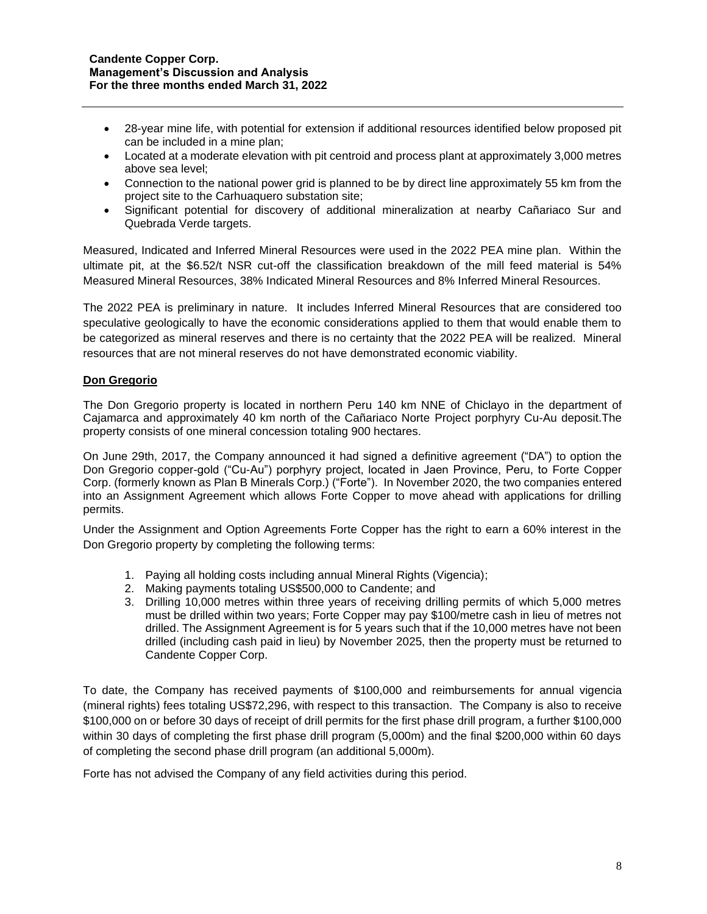- 28-year mine life, with potential for extension if additional resources identified below proposed pit can be included in a mine plan;
- Located at a moderate elevation with pit centroid and process plant at approximately 3,000 metres above sea level;
- Connection to the national power grid is planned to be by direct line approximately 55 km from the project site to the Carhuaquero substation site;
- Significant potential for discovery of additional mineralization at nearby Cañariaco Sur and Quebrada Verde targets.

Measured, Indicated and Inferred Mineral Resources were used in the 2022 PEA mine plan. Within the ultimate pit, at the $6.52/t NSR cut-off the classification breakdown of the mill feed material is 54% Measured Mineral Resources, 38% Indicated Mineral Resources and 8% Inferred Mineral Resources.

The 2022 PEA is preliminary in nature. It includes Inferred Mineral Resources that are considered too speculative geologically to have the economic considerations applied to them that would enable them to be categorized as mineral reserves and there is no certainty that the 2022 PEA will be realized. Mineral resources that are not mineral reserves do not have demonstrated economic viability.

## Don Gregorio

The Don Gregorio property is located in northern Peru 140 km NNE of Chiclayo in the department of Cajamarca and approximately 40 km north of the Cañariaco Norte Project porphyry Cu-Au deposit.The property consists of one mineral concession totaling 900 hectares.

On June 29th, 2017, the Company announced it had signed a definitive agreement ("DA") to option the Don Gregorio copper-gold ("Cu-Au") porphyry project, located in Jaen Province, Peru, to Forte Copper Corp. (formerly known as Plan B Minerals Corp.) ("Forte"). In November 2020, the two companies entered into an Assignment Agreement which allows Forte Copper to move ahead with applications for drilling permits.

Under the Assignment and Option Agreements Forte Copper has the right to earn a 60% interest in the Don Gregorio property by completing the following terms:

1. Paying all holding costs including annual Mineral Rights (Vigencia);
2. Making payments totaling US$500,000 to Candente; and
3. Drilling 10,000 metres within three years of receiving drilling permits of which 5,000 metres must be drilled within two years; Forte Copper may pay $100/metre cash in lieu of metres not drilled. The Assignment Agreement is for 5 years such that if the 10,000 metres have not been drilled (including cash paid in lieu) by November 2025, then the property must be returned to Candente Copper Corp.

To date, the Company has received payments of $100,000 and reimbursements for annual vigencia (mineral rights) fees totaling US$72,296, with respect to this transaction. The Company is also to receive $100,000 on or before 30 days of receipt of drill permits for the first phase drill program, a further $100,000 within 30 days of completing the first phase drill program (5,000m) and the final $200,000 within 60 days of completing the second phase drill program (an additional 5,000m).

Forte has not advised the Company of any field activities during this period.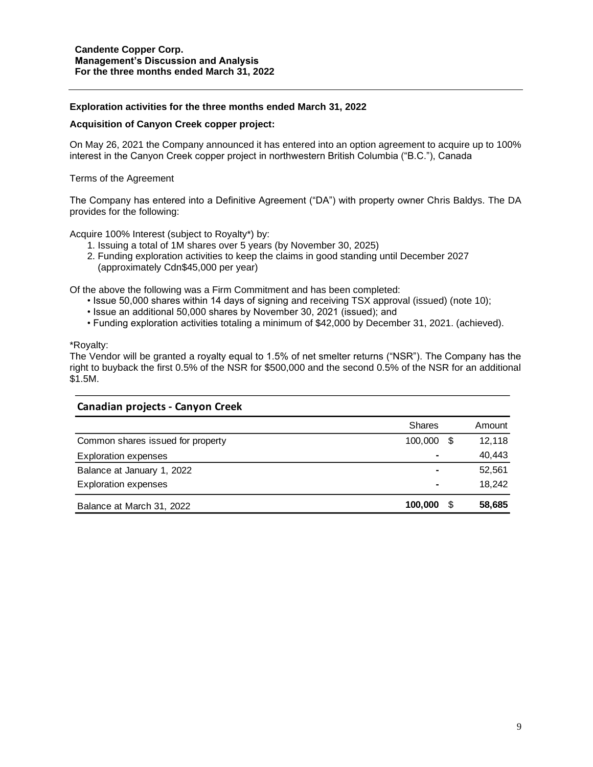**Exploration activities for the three months ended March 31, 2022**

**Acquisition of Canyon Creek copper project:**

On May 26, 2021 the Company announced it has entered into an option agreement to acquire up to 100% interest in the Canyon Creek copper project in northwestern British Columbia ("B.C."), Canada

Terms of the Agreement

The Company has entered into a Definitive Agreement ("DA") with property owner Chris Baldys. The DA provides for the following:

Acquire 100% Interest (subject to Royalty*) by:

1. Issuing a total of 1M shares over 5 years (by November 30, 2025)
2. Funding exploration activities to keep the claims in good standing until December 2027 (approximately Cdn$45,000 per year)

Of the above the following was a Firm Commitment and has been completed:

- Issue 50,000 shares within 14 days of signing and receiving TSX approval (issued) (note 10);
- Issue an additional 50,000 shares by November 30, 2021 (issued); and
- Funding exploration activities totaling a minimum of $42,000 by December 31, 2021. (achieved).

*Royalty:
The Vendor will be granted a royalty equal to 1.5% of net smelter returns ("NSR"). The Company has the right to buyback the first 0.5% of the NSR for $500,000 and the second 0.5% of the NSR for an additional $1.5M.

**Canadian projects - Canyon Creek**

| | Shares | Amount |
|---|---|---|
| Common shares issued for property | 100,000 | $ 12,118 |
| Exploration expenses | - | 40,443 |
| Balance at January 1, 2022 | - | 52,561 |
| Exploration expenses | - | 18,242 |
| Balance at March 31, 2022 | **100,000** | **$ 58,685** |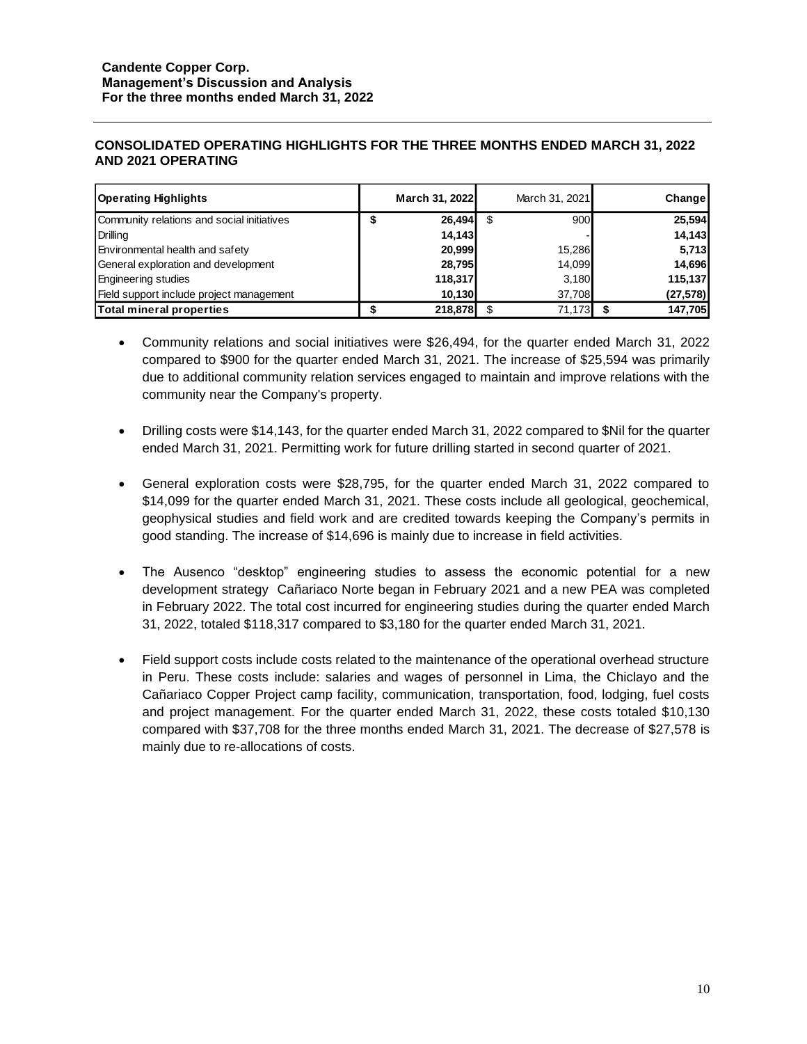## CONSOLIDATED OPERATING HIGHLIGHTS FOR THE THREE MONTHS ENDED MARCH 31, 2022 AND 2021 OPERATING

| Operating Highlights | March 31, 2022 | March 31, 2021 | Change |
|---|---|---|---|
| Community relations and social initiatives | $ 26,494 | $ 900 | 25,594 |
| Drilling | 14,143 | - | 14,143 |
| Environmental health and safety | 20,999 | 15,286 | 5,713 |
| General exploration and development | 28,795 | 14,099 | 14,696 |
| Engineering studies | 118,317 | 3,180 | 115,137 |
| Field support include project management | 10,130 | 37,708 | (27,578) |
| **Total mineral properties** | **$ 218,878** | $ 71,173 | **$ 147,705** |

- Community relations and social initiatives were $26,494, for the quarter ended March 31, 2022 compared to $900 for the quarter ended March 31, 2021. The increase of $25,594 was primarily due to additional community relation services engaged to maintain and improve relations with the community near the Company's property.

- Drilling costs were $14,143, for the quarter ended March 31, 2022 compared to $Nil for the quarter ended March 31, 2021. Permitting work for future drilling started in second quarter of 2021.

- General exploration costs were $28,795, for the quarter ended March 31, 2022 compared to $14,099 for the quarter ended March 31, 2021. These costs include all geological, geochemical, geophysical studies and field work and are credited towards keeping the Company's permits in good standing. The increase of $14,696 is mainly due to increase in field activities.

- The Ausenco "desktop" engineering studies to assess the economic potential for a new development strategy Cañariaco Norte began in February 2021 and a new PEA was completed in February 2022. The total cost incurred for engineering studies during the quarter ended March 31, 2022, totaled $118,317 compared to $3,180 for the quarter ended March 31, 2021.

- Field support costs include costs related to the maintenance of the operational overhead structure in Peru. These costs include: salaries and wages of personnel in Lima, the Chiclayo and the Cañariaco Copper Project camp facility, communication, transportation, food, lodging, fuel costs and project management. For the quarter ended March 31, 2022, these costs totaled $10,130 compared with $37,708 for the three months ended March 31, 2021. The decrease of $27,578 is mainly due to re-allocations of costs.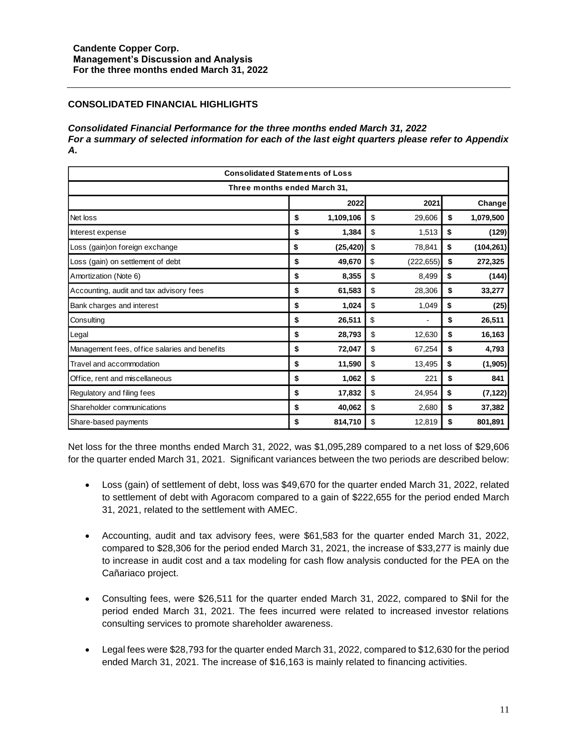**Candente Copper Corp.**
**Management's Discussion and Analysis**
**For the three months ended March 31, 2022**

## CONSOLIDATED FINANCIAL HIGHLIGHTS

***Consolidated Financial Performance for the three months ended March 31, 2022***
***For a summary of selected information for each of the last eight quarters please refer to Appendix A.***

| Consolidated Statements of Loss | | | |
|---|---|---|---|
| Three months ended March 31, | | | |
| | 2022 | 2021 | Change |
| Net loss | $ 1,109,106 | $ 29,606 | $ 1,079,500 |
| Interest expense | $ 1,384 | $ 1,513 | $ (129) |
| Loss (gain)on foreign exchange | $ (25,420) | $ 78,841 | $ (104,261) |
| Loss (gain) on settlement of debt | $ 49,670 | $ (222,655) | $ 272,325 |
| Amortization (Note 6) | $ 8,355 | $ 8,499 | $ (144) |
| Accounting, audit and tax advisory fees | $ 61,583 | $ 28,306 | $ 33,277 |
| Bank charges and interest | $ 1,024 | $ 1,049 | $ (25) |
| Consulting | $ 26,511 | $ - | $ 26,511 |
| Legal | $ 28,793 | $ 12,630 | $ 16,163 |
| Management fees, office salaries and benefits | $ 72,047 | $ 67,254 | $ 4,793 |
| Travel and accommodation | $ 11,590 | $ 13,495 | $ (1,905) |
| Office, rent and miscellaneous | $ 1,062 | $ 221 | $ 841 |
| Regulatory and filing fees | $ 17,832 | $ 24,954 | $ (7,122) |
| Shareholder communications | $ 40,062 | $ 2,680 | $ 37,382 |
| Share-based payments | $ 814,710 | $ 12,819 | $ 801,891 |

Net loss for the three months ended March 31, 2022, was $1,095,289 compared to a net loss of $29,606 for the quarter ended March 31, 2021. Significant variances between the two periods are described below:

- Loss (gain) of settlement of debt, loss was $49,670 for the quarter ended March 31, 2022, related to settlement of debt with Agoracom compared to a gain of $222,655 for the period ended March 31, 2021, related to the settlement with AMEC.

- Accounting, audit and tax advisory fees, were $61,583 for the quarter ended March 31, 2022, compared to $28,306 for the period ended March 31, 2021, the increase of $33,277 is mainly due to increase in audit cost and a tax modeling for cash flow analysis conducted for the PEA on the Cañariaco project.

- Consulting fees, were $26,511 for the quarter ended March 31, 2022, compared to $Nil for the period ended March 31, 2021. The fees incurred were related to increased investor relations consulting services to promote shareholder awareness.

- Legal fees were $28,793 for the quarter ended March 31, 2022, compared to $12,630 for the period ended March 31, 2021. The increase of $16,163 is mainly related to financing activities.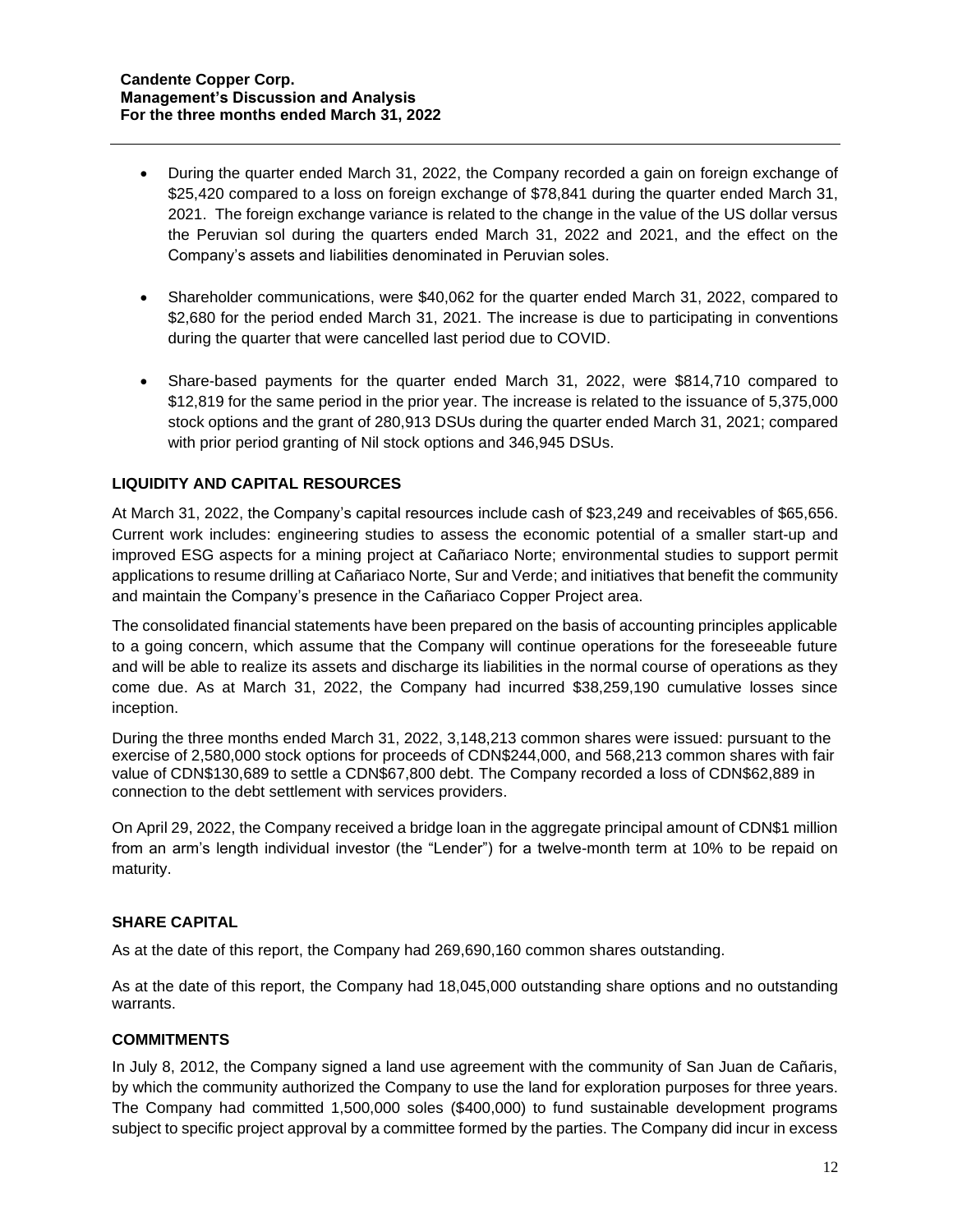- During the quarter ended March 31, 2022, the Company recorded a gain on foreign exchange of $25,420 compared to a loss on foreign exchange of $78,841 during the quarter ended March 31, 2021. The foreign exchange variance is related to the change in the value of the US dollar versus the Peruvian sol during the quarters ended March 31, 2022 and 2021, and the effect on the Company's assets and liabilities denominated in Peruvian soles.

- Shareholder communications, were $40,062 for the quarter ended March 31, 2022, compared to $2,680 for the period ended March 31, 2021. The increase is due to participating in conventions during the quarter that were cancelled last period due to COVID.

- Share-based payments for the quarter ended March 31, 2022, were $814,710 compared to $12,819 for the same period in the prior year. The increase is related to the issuance of 5,375,000 stock options and the grant of 280,913 DSUs during the quarter ended March 31, 2021; compared with prior period granting of Nil stock options and 346,945 DSUs.

## LIQUIDITY AND CAPITAL RESOURCES

At March 31, 2022, the Company's capital resources include cash of $23,249 and receivables of $65,656. Current work includes: engineering studies to assess the economic potential of a smaller start-up and improved ESG aspects for a mining project at Cañariaco Norte; environmental studies to support permit applications to resume drilling at Cañariaco Norte, Sur and Verde; and initiatives that benefit the community and maintain the Company's presence in the Cañariaco Copper Project area.

The consolidated financial statements have been prepared on the basis of accounting principles applicable to a going concern, which assume that the Company will continue operations for the foreseeable future and will be able to realize its assets and discharge its liabilities in the normal course of operations as they come due. As at March 31, 2022, the Company had incurred $38,259,190 cumulative losses since inception.

During the three months ended March 31, 2022, 3,148,213 common shares were issued: pursuant to the exercise of 2,580,000 stock options for proceeds of CDN$244,000, and 568,213 common shares with fair value of CDN$130,689 to settle a CDN$67,800 debt. The Company recorded a loss of CDN$62,889 in connection to the debt settlement with services providers.

On April 29, 2022, the Company received a bridge loan in the aggregate principal amount of CDN$1 million from an arm's length individual investor (the "Lender") for a twelve-month term at 10% to be repaid on maturity.

## SHARE CAPITAL

As at the date of this report, the Company had 269,690,160 common shares outstanding.

As at the date of this report, the Company had 18,045,000 outstanding share options and no outstanding warrants.

## COMMITMENTS

In July 8, 2012, the Company signed a land use agreement with the community of San Juan de Cañaris, by which the community authorized the Company to use the land for exploration purposes for three years. The Company had committed 1,500,000 soles ($400,000) to fund sustainable development programs subject to specific project approval by a committee formed by the parties. The Company did incur in excess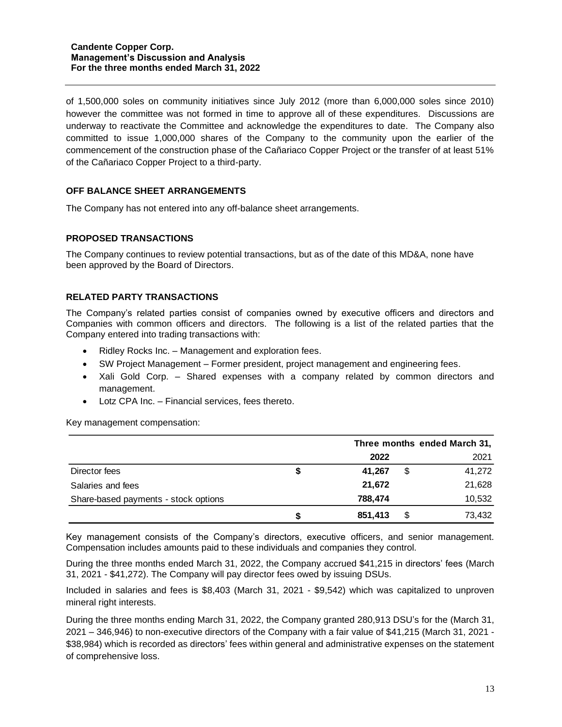of 1,500,000 soles on community initiatives since July 2012 (more than 6,000,000 soles since 2010) however the committee was not formed in time to approve all of these expenditures. Discussions are underway to reactivate the Committee and acknowledge the expenditures to date. The Company also committed to issue 1,000,000 shares of the Company to the community upon the earlier of the commencement of the construction phase of the Cañariaco Copper Project or the transfer of at least 51% of the Cañariaco Copper Project to a third-party.

## OFF BALANCE SHEET ARRANGEMENTS

The Company has not entered into any off-balance sheet arrangements.

## PROPOSED TRANSACTIONS

The Company continues to review potential transactions, but as of the date of this MD&A, none have been approved by the Board of Directors.

## RELATED PARTY TRANSACTIONS

The Company's related parties consist of companies owned by executive officers and directors and Companies with common officers and directors. The following is a list of the related parties that the Company entered into trading transactions with:

- Ridley Rocks Inc. – Management and exploration fees.
- SW Project Management – Former president, project management and engineering fees.
- Xali Gold Corp. – Shared expenses with a company related by common directors and management.
- Lotz CPA Inc. – Financial services, fees thereto.

Key management compensation:

| | Three months ended March 31, | |
|---|---|---|
| | **2022** | 2021 |
| Director fees | **$ 41,267** | $ 41,272 |
| Salaries and fees | **21,672** | 21,628 |
| Share-based payments - stock options | **788,474** | 10,532 |
| | **$ 851,413** | $ 73,432 |

Key management consists of the Company's directors, executive officers, and senior management. Compensation includes amounts paid to these individuals and companies they control.

During the three months ended March 31, 2022, the Company accrued $41,215 in directors' fees (March 31, 2021 - $41,272). The Company will pay director fees owed by issuing DSUs.

Included in salaries and fees is $8,403 (March 31, 2021 - $9,542) which was capitalized to unproven mineral right interests.

During the three months ending March 31, 2022, the Company granted 280,913 DSU's for the (March 31, 2021 – 346,946) to non-executive directors of the Company with a fair value of $41,215 (March 31, 2021 - $38,984) which is recorded as directors' fees within general and administrative expenses on the statement of comprehensive loss.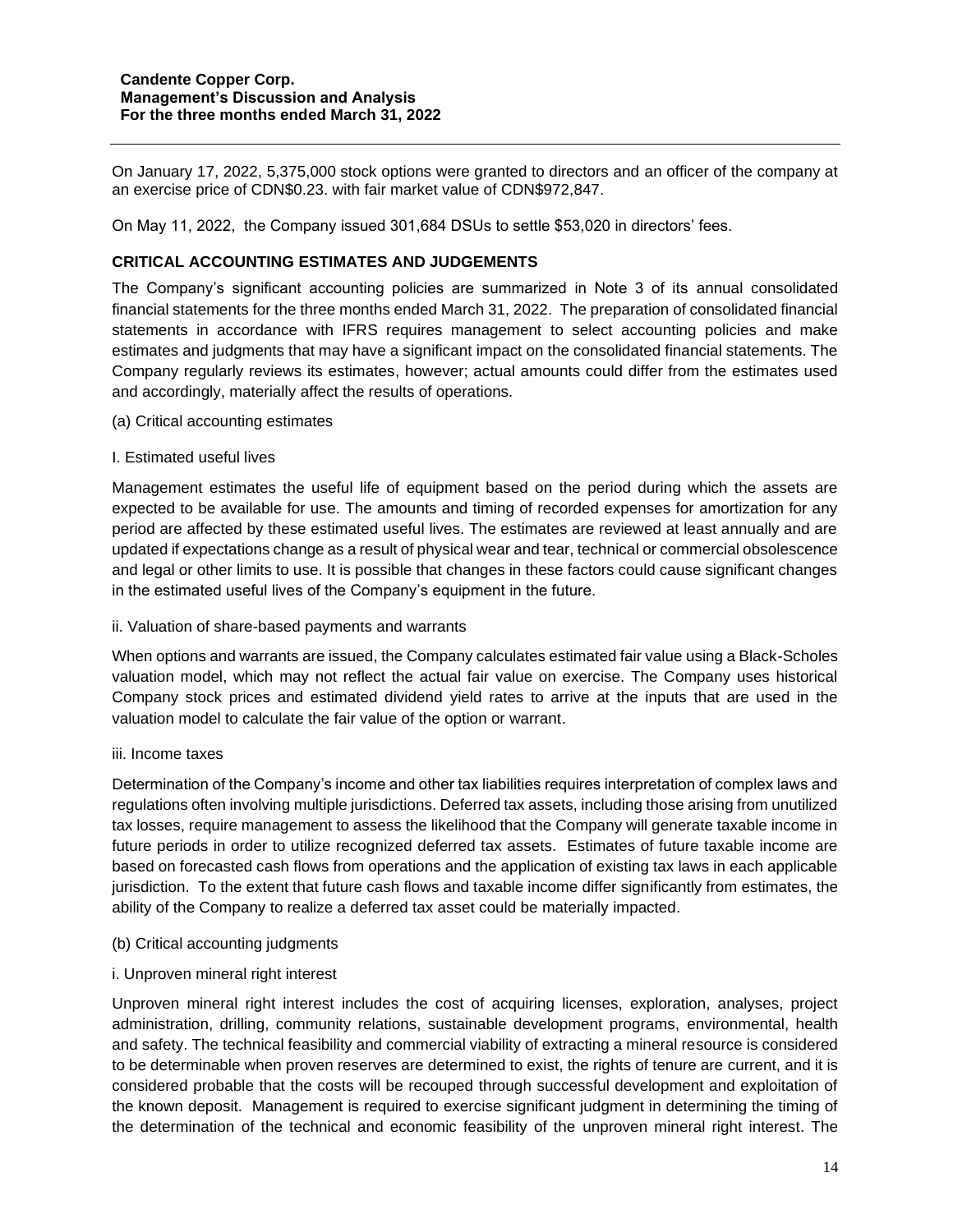On January 17, 2022, 5,375,000 stock options were granted to directors and an officer of the company at an exercise price of CDN$0.23. with fair market value of CDN$972,847.

On May 11, 2022, the Company issued 301,684 DSUs to settle $53,020 in directors' fees.

## CRITICAL ACCOUNTING ESTIMATES AND JUDGEMENTS

The Company's significant accounting policies are summarized in Note 3 of its annual consolidated financial statements for the three months ended March 31, 2022. The preparation of consolidated financial statements in accordance with IFRS requires management to select accounting policies and make estimates and judgments that may have a significant impact on the consolidated financial statements. The Company regularly reviews its estimates, however; actual amounts could differ from the estimates used and accordingly, materially affect the results of operations.

(a) Critical accounting estimates

I. Estimated useful lives

Management estimates the useful life of equipment based on the period during which the assets are expected to be available for use. The amounts and timing of recorded expenses for amortization for any period are affected by these estimated useful lives. The estimates are reviewed at least annually and are updated if expectations change as a result of physical wear and tear, technical or commercial obsolescence and legal or other limits to use. It is possible that changes in these factors could cause significant changes in the estimated useful lives of the Company's equipment in the future.

ii. Valuation of share-based payments and warrants

When options and warrants are issued, the Company calculates estimated fair value using a Black-Scholes valuation model, which may not reflect the actual fair value on exercise. The Company uses historical Company stock prices and estimated dividend yield rates to arrive at the inputs that are used in the valuation model to calculate the fair value of the option or warrant.

iii. Income taxes

Determination of the Company's income and other tax liabilities requires interpretation of complex laws and regulations often involving multiple jurisdictions. Deferred tax assets, including those arising from unutilized tax losses, require management to assess the likelihood that the Company will generate taxable income in future periods in order to utilize recognized deferred tax assets. Estimates of future taxable income are based on forecasted cash flows from operations and the application of existing tax laws in each applicable jurisdiction. To the extent that future cash flows and taxable income differ significantly from estimates, the ability of the Company to realize a deferred tax asset could be materially impacted.

(b) Critical accounting judgments

i. Unproven mineral right interest

Unproven mineral right interest includes the cost of acquiring licenses, exploration, analyses, project administration, drilling, community relations, sustainable development programs, environmental, health and safety. The technical feasibility and commercial viability of extracting a mineral resource is considered to be determinable when proven reserves are determined to exist, the rights of tenure are current, and it is considered probable that the costs will be recouped through successful development and exploitation of the known deposit. Management is required to exercise significant judgment in determining the timing of the determination of the technical and economic feasibility of the unproven mineral right interest. The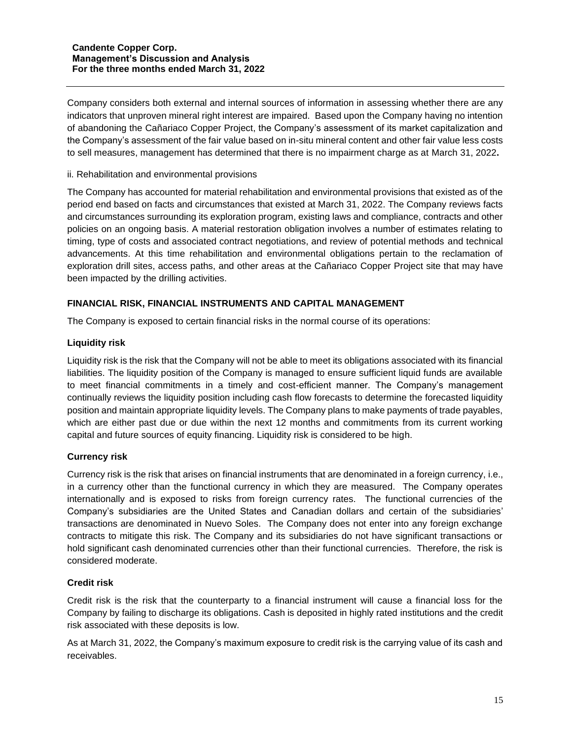Company considers both external and internal sources of information in assessing whether there are any indicators that unproven mineral right interest are impaired. Based upon the Company having no intention of abandoning the Cañariaco Copper Project, the Company's assessment of its market capitalization and the Company's assessment of the fair value based on in-situ mineral content and other fair value less costs to sell measures, management has determined that there is no impairment charge as at March 31, 2022**.**

ii. Rehabilitation and environmental provisions

The Company has accounted for material rehabilitation and environmental provisions that existed as of the period end based on facts and circumstances that existed at March 31, 2022. The Company reviews facts and circumstances surrounding its exploration program, existing laws and compliance, contracts and other policies on an ongoing basis. A material restoration obligation involves a number of estimates relating to timing, type of costs and associated contract negotiations, and review of potential methods and technical advancements. At this time rehabilitation and environmental obligations pertain to the reclamation of exploration drill sites, access paths, and other areas at the Cañariaco Copper Project site that may have been impacted by the drilling activities.

## FINANCIAL RISK, FINANCIAL INSTRUMENTS AND CAPITAL MANAGEMENT

The Company is exposed to certain financial risks in the normal course of its operations:

### Liquidity risk

Liquidity risk is the risk that the Company will not be able to meet its obligations associated with its financial liabilities. The liquidity position of the Company is managed to ensure sufficient liquid funds are available to meet financial commitments in a timely and cost-efficient manner. The Company's management continually reviews the liquidity position including cash flow forecasts to determine the forecasted liquidity position and maintain appropriate liquidity levels. The Company plans to make payments of trade payables, which are either past due or due within the next 12 months and commitments from its current working capital and future sources of equity financing. Liquidity risk is considered to be high.

### Currency risk

Currency risk is the risk that arises on financial instruments that are denominated in a foreign currency, i.e., in a currency other than the functional currency in which they are measured. The Company operates internationally and is exposed to risks from foreign currency rates. The functional currencies of the Company's subsidiaries are the United States and Canadian dollars and certain of the subsidiaries' transactions are denominated in Nuevo Soles. The Company does not enter into any foreign exchange contracts to mitigate this risk. The Company and its subsidiaries do not have significant transactions or hold significant cash denominated currencies other than their functional currencies. Therefore, the risk is considered moderate.

### Credit risk

Credit risk is the risk that the counterparty to a financial instrument will cause a financial loss for the Company by failing to discharge its obligations. Cash is deposited in highly rated institutions and the credit risk associated with these deposits is low.

As at March 31, 2022, the Company's maximum exposure to credit risk is the carrying value of its cash and receivables.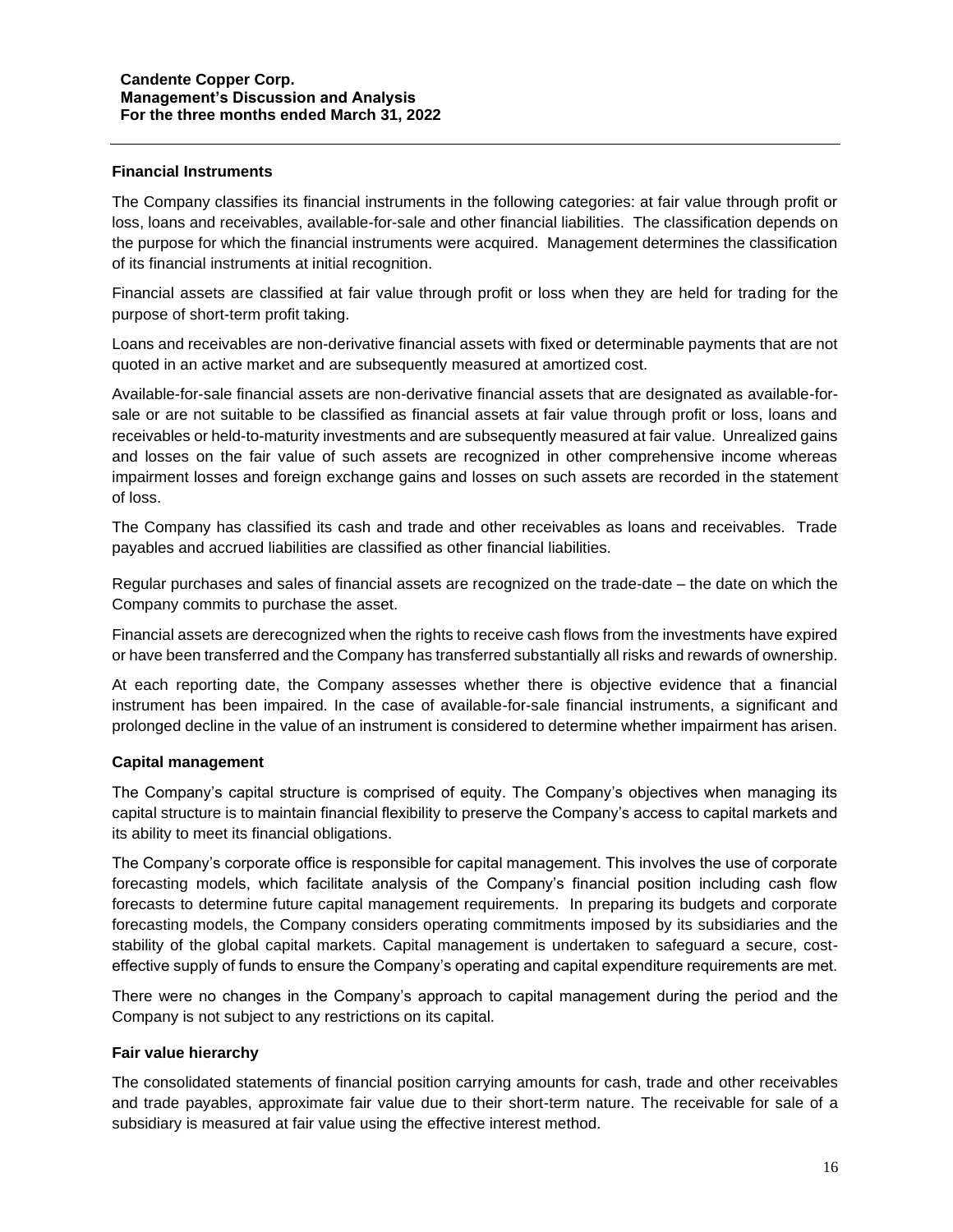## Financial Instruments

The Company classifies its financial instruments in the following categories: at fair value through profit or loss, loans and receivables, available-for-sale and other financial liabilities. The classification depends on the purpose for which the financial instruments were acquired. Management determines the classification of its financial instruments at initial recognition.

Financial assets are classified at fair value through profit or loss when they are held for trading for the purpose of short-term profit taking.

Loans and receivables are non-derivative financial assets with fixed or determinable payments that are not quoted in an active market and are subsequently measured at amortized cost.

Available-for-sale financial assets are non-derivative financial assets that are designated as available-for-sale or are not suitable to be classified as financial assets at fair value through profit or loss, loans and receivables or held-to-maturity investments and are subsequently measured at fair value. Unrealized gains and losses on the fair value of such assets are recognized in other comprehensive income whereas impairment losses and foreign exchange gains and losses on such assets are recorded in the statement of loss.

The Company has classified its cash and trade and other receivables as loans and receivables. Trade payables and accrued liabilities are classified as other financial liabilities.

Regular purchases and sales of financial assets are recognized on the trade-date – the date on which the Company commits to purchase the asset.

Financial assets are derecognized when the rights to receive cash flows from the investments have expired or have been transferred and the Company has transferred substantially all risks and rewards of ownership.

At each reporting date, the Company assesses whether there is objective evidence that a financial instrument has been impaired. In the case of available-for-sale financial instruments, a significant and prolonged decline in the value of an instrument is considered to determine whether impairment has arisen.

## Capital management

The Company's capital structure is comprised of equity. The Company's objectives when managing its capital structure is to maintain financial flexibility to preserve the Company's access to capital markets and its ability to meet its financial obligations.

The Company's corporate office is responsible for capital management. This involves the use of corporate forecasting models, which facilitate analysis of the Company's financial position including cash flow forecasts to determine future capital management requirements. In preparing its budgets and corporate forecasting models, the Company considers operating commitments imposed by its subsidiaries and the stability of the global capital markets. Capital management is undertaken to safeguard a secure, cost-effective supply of funds to ensure the Company's operating and capital expenditure requirements are met.

There were no changes in the Company's approach to capital management during the period and the Company is not subject to any restrictions on its capital.

## Fair value hierarchy

The consolidated statements of financial position carrying amounts for cash, trade and other receivables and trade payables, approximate fair value due to their short-term nature. The receivable for sale of a subsidiary is measured at fair value using the effective interest method.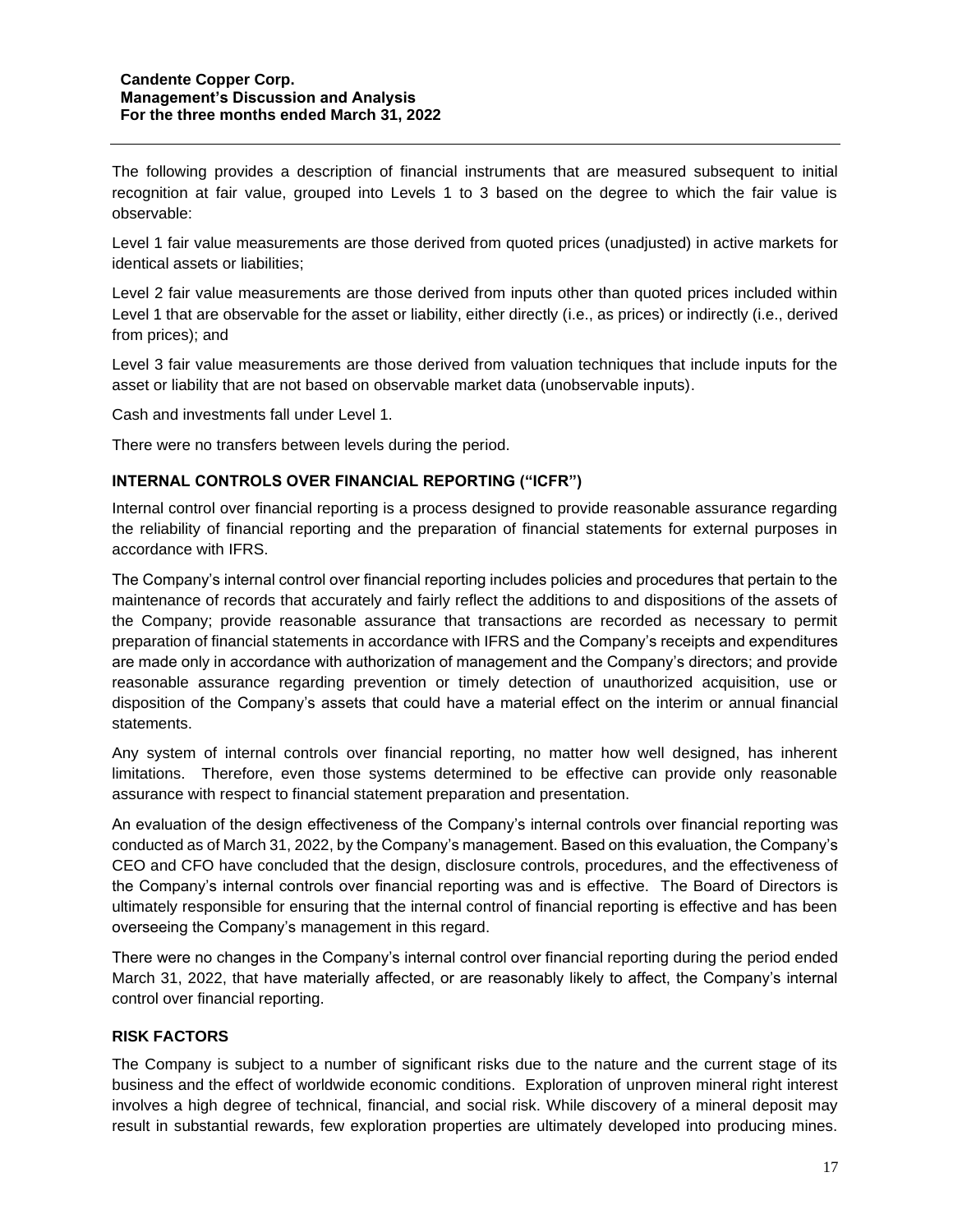The following provides a description of financial instruments that are measured subsequent to initial recognition at fair value, grouped into Levels 1 to 3 based on the degree to which the fair value is observable:

Level 1 fair value measurements are those derived from quoted prices (unadjusted) in active markets for identical assets or liabilities;

Level 2 fair value measurements are those derived from inputs other than quoted prices included within Level 1 that are observable for the asset or liability, either directly (i.e., as prices) or indirectly (i.e., derived from prices); and

Level 3 fair value measurements are those derived from valuation techniques that include inputs for the asset or liability that are not based on observable market data (unobservable inputs).

Cash and investments fall under Level 1.

There were no transfers between levels during the period.

## INTERNAL CONTROLS OVER FINANCIAL REPORTING ("ICFR")

Internal control over financial reporting is a process designed to provide reasonable assurance regarding the reliability of financial reporting and the preparation of financial statements for external purposes in accordance with IFRS.

The Company's internal control over financial reporting includes policies and procedures that pertain to the maintenance of records that accurately and fairly reflect the additions to and dispositions of the assets of the Company; provide reasonable assurance that transactions are recorded as necessary to permit preparation of financial statements in accordance with IFRS and the Company's receipts and expenditures are made only in accordance with authorization of management and the Company's directors; and provide reasonable assurance regarding prevention or timely detection of unauthorized acquisition, use or disposition of the Company's assets that could have a material effect on the interim or annual financial statements.

Any system of internal controls over financial reporting, no matter how well designed, has inherent limitations. Therefore, even those systems determined to be effective can provide only reasonable assurance with respect to financial statement preparation and presentation.

An evaluation of the design effectiveness of the Company's internal controls over financial reporting was conducted as of March 31, 2022, by the Company's management. Based on this evaluation, the Company's CEO and CFO have concluded that the design, disclosure controls, procedures, and the effectiveness of the Company's internal controls over financial reporting was and is effective. The Board of Directors is ultimately responsible for ensuring that the internal control of financial reporting is effective and has been overseeing the Company's management in this regard.

There were no changes in the Company's internal control over financial reporting during the period ended March 31, 2022, that have materially affected, or are reasonably likely to affect, the Company's internal control over financial reporting.

## RISK FACTORS

The Company is subject to a number of significant risks due to the nature and the current stage of its business and the effect of worldwide economic conditions. Exploration of unproven mineral right interest involves a high degree of technical, financial, and social risk. While discovery of a mineral deposit may result in substantial rewards, few exploration properties are ultimately developed into producing mines.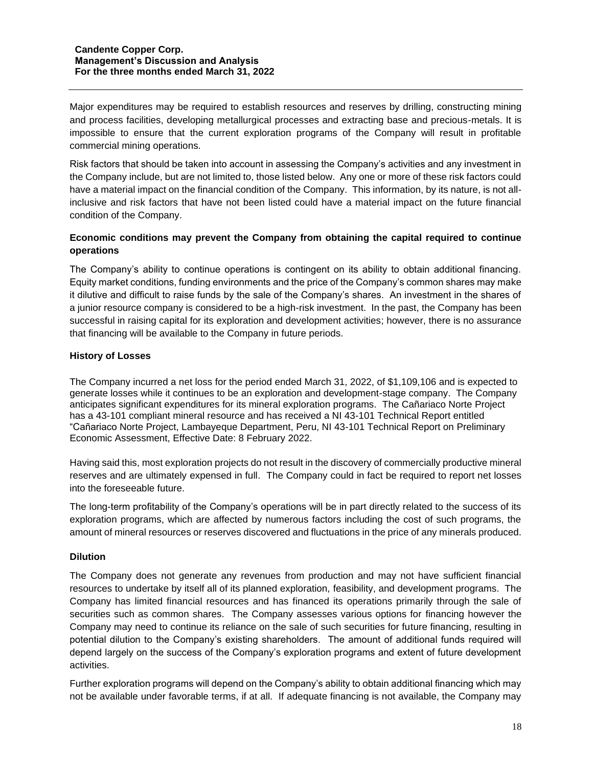Major expenditures may be required to establish resources and reserves by drilling, constructing mining and process facilities, developing metallurgical processes and extracting base and precious-metals. It is impossible to ensure that the current exploration programs of the Company will result in profitable commercial mining operations.

Risk factors that should be taken into account in assessing the Company's activities and any investment in the Company include, but are not limited to, those listed below. Any one or more of these risk factors could have a material impact on the financial condition of the Company. This information, by its nature, is not all-inclusive and risk factors that have not been listed could have a material impact on the future financial condition of the Company.

### Economic conditions may prevent the Company from obtaining the capital required to continue operations

The Company's ability to continue operations is contingent on its ability to obtain additional financing. Equity market conditions, funding environments and the price of the Company's common shares may make it dilutive and difficult to raise funds by the sale of the Company's shares. An investment in the shares of a junior resource company is considered to be a high-risk investment. In the past, the Company has been successful in raising capital for its exploration and development activities; however, there is no assurance that financing will be available to the Company in future periods.

### History of Losses

The Company incurred a net loss for the period ended March 31, 2022, of $1,109,106 and is expected to generate losses while it continues to be an exploration and development-stage company. The Company anticipates significant expenditures for its mineral exploration programs. The Cañariaco Norte Project has a 43-101 compliant mineral resource and has received a NI 43-101 Technical Report entitled "Cañariaco Norte Project, Lambayeque Department, Peru, NI 43-101 Technical Report on Preliminary Economic Assessment, Effective Date: 8 February 2022.

Having said this, most exploration projects do not result in the discovery of commercially productive mineral reserves and are ultimately expensed in full. The Company could in fact be required to report net losses into the foreseeable future.

The long-term profitability of the Company's operations will be in part directly related to the success of its exploration programs, which are affected by numerous factors including the cost of such programs, the amount of mineral resources or reserves discovered and fluctuations in the price of any minerals produced.

### Dilution

The Company does not generate any revenues from production and may not have sufficient financial resources to undertake by itself all of its planned exploration, feasibility, and development programs. The Company has limited financial resources and has financed its operations primarily through the sale of securities such as common shares. The Company assesses various options for financing however the Company may need to continue its reliance on the sale of such securities for future financing, resulting in potential dilution to the Company's existing shareholders. The amount of additional funds required will depend largely on the success of the Company's exploration programs and extent of future development activities.

Further exploration programs will depend on the Company's ability to obtain additional financing which may not be available under favorable terms, if at all. If adequate financing is not available, the Company may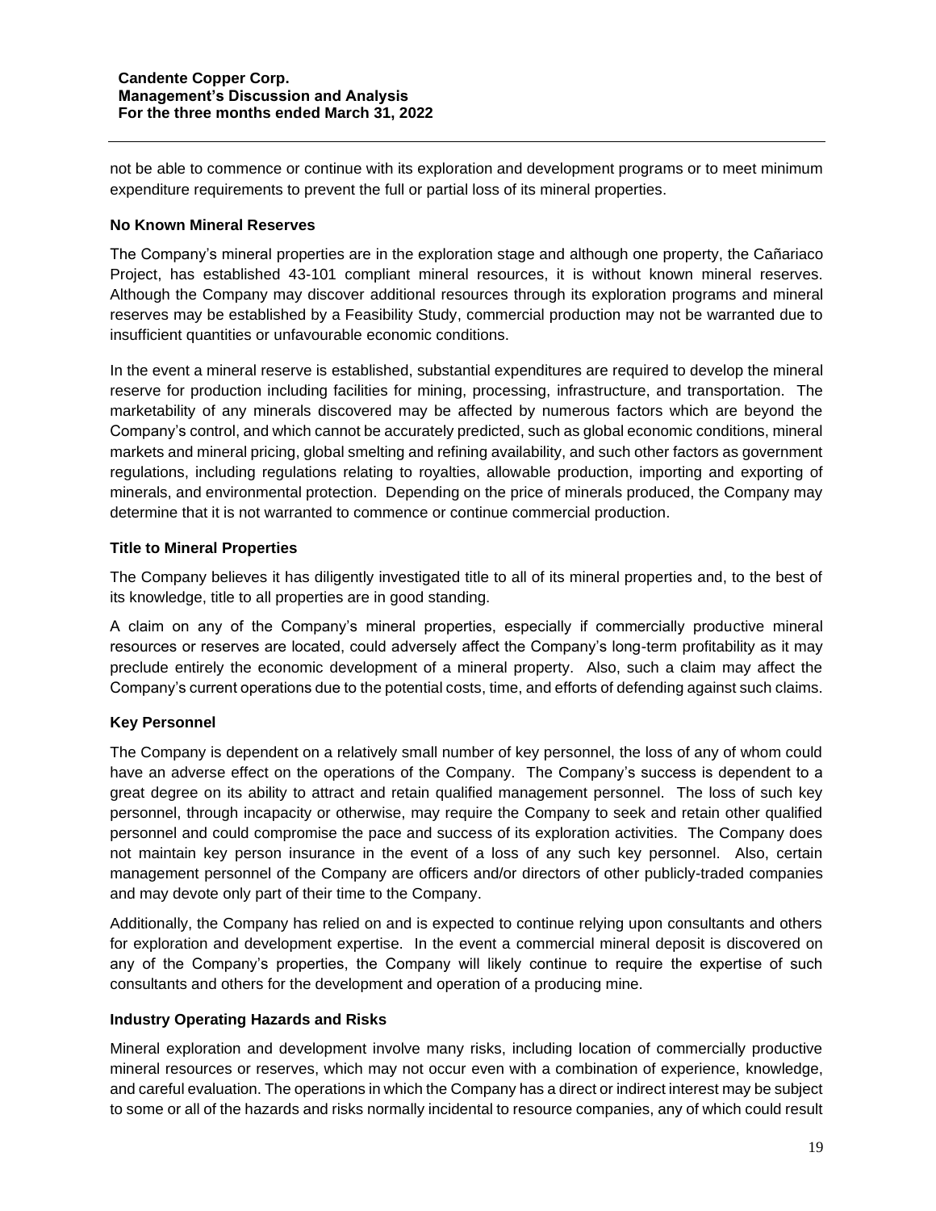not be able to commence or continue with its exploration and development programs or to meet minimum expenditure requirements to prevent the full or partial loss of its mineral properties.

**No Known Mineral Reserves**

The Company's mineral properties are in the exploration stage and although one property, the Cañariaco Project, has established 43-101 compliant mineral resources, it is without known mineral reserves. Although the Company may discover additional resources through its exploration programs and mineral reserves may be established by a Feasibility Study, commercial production may not be warranted due to insufficient quantities or unfavourable economic conditions.

In the event a mineral reserve is established, substantial expenditures are required to develop the mineral reserve for production including facilities for mining, processing, infrastructure, and transportation. The marketability of any minerals discovered may be affected by numerous factors which are beyond the Company's control, and which cannot be accurately predicted, such as global economic conditions, mineral markets and mineral pricing, global smelting and refining availability, and such other factors as government regulations, including regulations relating to royalties, allowable production, importing and exporting of minerals, and environmental protection. Depending on the price of minerals produced, the Company may determine that it is not warranted to commence or continue commercial production.

**Title to Mineral Properties**

The Company believes it has diligently investigated title to all of its mineral properties and, to the best of its knowledge, title to all properties are in good standing.

A claim on any of the Company's mineral properties, especially if commercially productive mineral resources or reserves are located, could adversely affect the Company's long-term profitability as it may preclude entirely the economic development of a mineral property. Also, such a claim may affect the Company's current operations due to the potential costs, time, and efforts of defending against such claims.

**Key Personnel**

The Company is dependent on a relatively small number of key personnel, the loss of any of whom could have an adverse effect on the operations of the Company. The Company's success is dependent to a great degree on its ability to attract and retain qualified management personnel. The loss of such key personnel, through incapacity or otherwise, may require the Company to seek and retain other qualified personnel and could compromise the pace and success of its exploration activities. The Company does not maintain key person insurance in the event of a loss of any such key personnel. Also, certain management personnel of the Company are officers and/or directors of other publicly-traded companies and may devote only part of their time to the Company.

Additionally, the Company has relied on and is expected to continue relying upon consultants and others for exploration and development expertise. In the event a commercial mineral deposit is discovered on any of the Company's properties, the Company will likely continue to require the expertise of such consultants and others for the development and operation of a producing mine.

**Industry Operating Hazards and Risks**

Mineral exploration and development involve many risks, including location of commercially productive mineral resources or reserves, which may not occur even with a combination of experience, knowledge, and careful evaluation. The operations in which the Company has a direct or indirect interest may be subject to some or all of the hazards and risks normally incidental to resource companies, any of which could result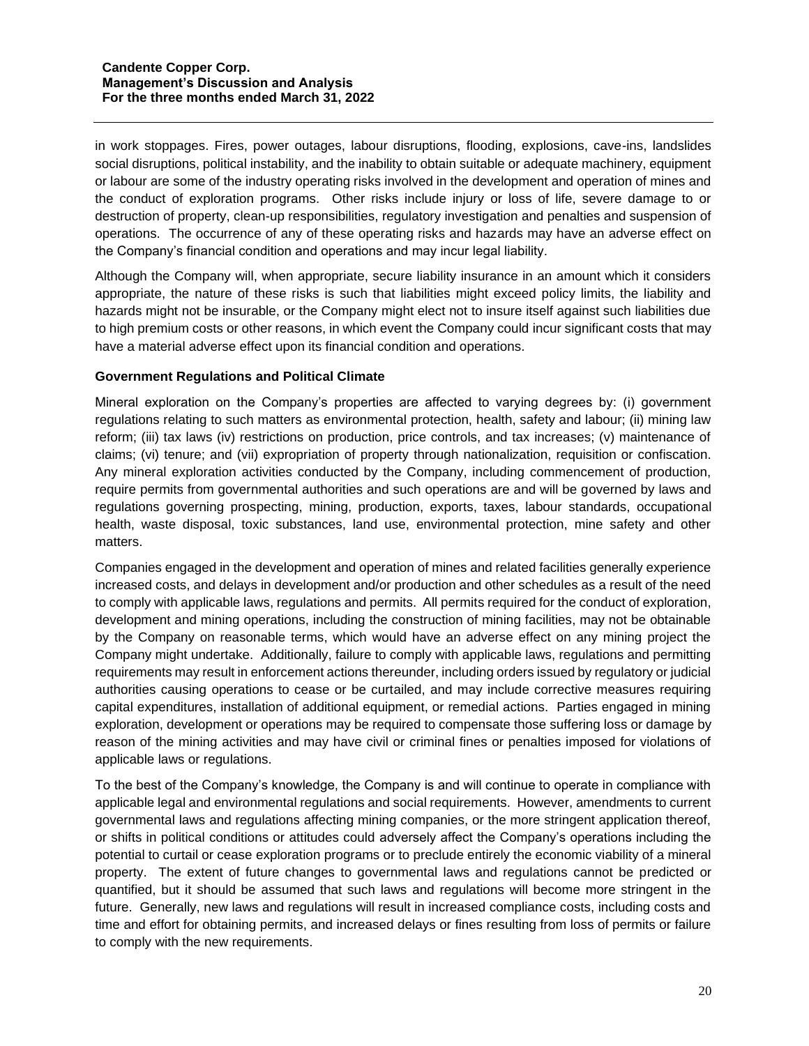in work stoppages. Fires, power outages, labour disruptions, flooding, explosions, cave-ins, landslides social disruptions, political instability, and the inability to obtain suitable or adequate machinery, equipment or labour are some of the industry operating risks involved in the development and operation of mines and the conduct of exploration programs. Other risks include injury or loss of life, severe damage to or destruction of property, clean-up responsibilities, regulatory investigation and penalties and suspension of operations. The occurrence of any of these operating risks and hazards may have an adverse effect on the Company's financial condition and operations and may incur legal liability.

Although the Company will, when appropriate, secure liability insurance in an amount which it considers appropriate, the nature of these risks is such that liabilities might exceed policy limits, the liability and hazards might not be insurable, or the Company might elect not to insure itself against such liabilities due to high premium costs or other reasons, in which event the Company could incur significant costs that may have a material adverse effect upon its financial condition and operations.

**Government Regulations and Political Climate**

Mineral exploration on the Company's properties are affected to varying degrees by: (i) government regulations relating to such matters as environmental protection, health, safety and labour; (ii) mining law reform; (iii) tax laws (iv) restrictions on production, price controls, and tax increases; (v) maintenance of claims; (vi) tenure; and (vii) expropriation of property through nationalization, requisition or confiscation. Any mineral exploration activities conducted by the Company, including commencement of production, require permits from governmental authorities and such operations are and will be governed by laws and regulations governing prospecting, mining, production, exports, taxes, labour standards, occupational health, waste disposal, toxic substances, land use, environmental protection, mine safety and other matters.

Companies engaged in the development and operation of mines and related facilities generally experience increased costs, and delays in development and/or production and other schedules as a result of the need to comply with applicable laws, regulations and permits. All permits required for the conduct of exploration, development and mining operations, including the construction of mining facilities, may not be obtainable by the Company on reasonable terms, which would have an adverse effect on any mining project the Company might undertake. Additionally, failure to comply with applicable laws, regulations and permitting requirements may result in enforcement actions thereunder, including orders issued by regulatory or judicial authorities causing operations to cease or be curtailed, and may include corrective measures requiring capital expenditures, installation of additional equipment, or remedial actions. Parties engaged in mining exploration, development or operations may be required to compensate those suffering loss or damage by reason of the mining activities and may have civil or criminal fines or penalties imposed for violations of applicable laws or regulations.

To the best of the Company's knowledge, the Company is and will continue to operate in compliance with applicable legal and environmental regulations and social requirements. However, amendments to current governmental laws and regulations affecting mining companies, or the more stringent application thereof, or shifts in political conditions or attitudes could adversely affect the Company's operations including the potential to curtail or cease exploration programs or to preclude entirely the economic viability of a mineral property. The extent of future changes to governmental laws and regulations cannot be predicted or quantified, but it should be assumed that such laws and regulations will become more stringent in the future. Generally, new laws and regulations will result in increased compliance costs, including costs and time and effort for obtaining permits, and increased delays or fines resulting from loss of permits or failure to comply with the new requirements.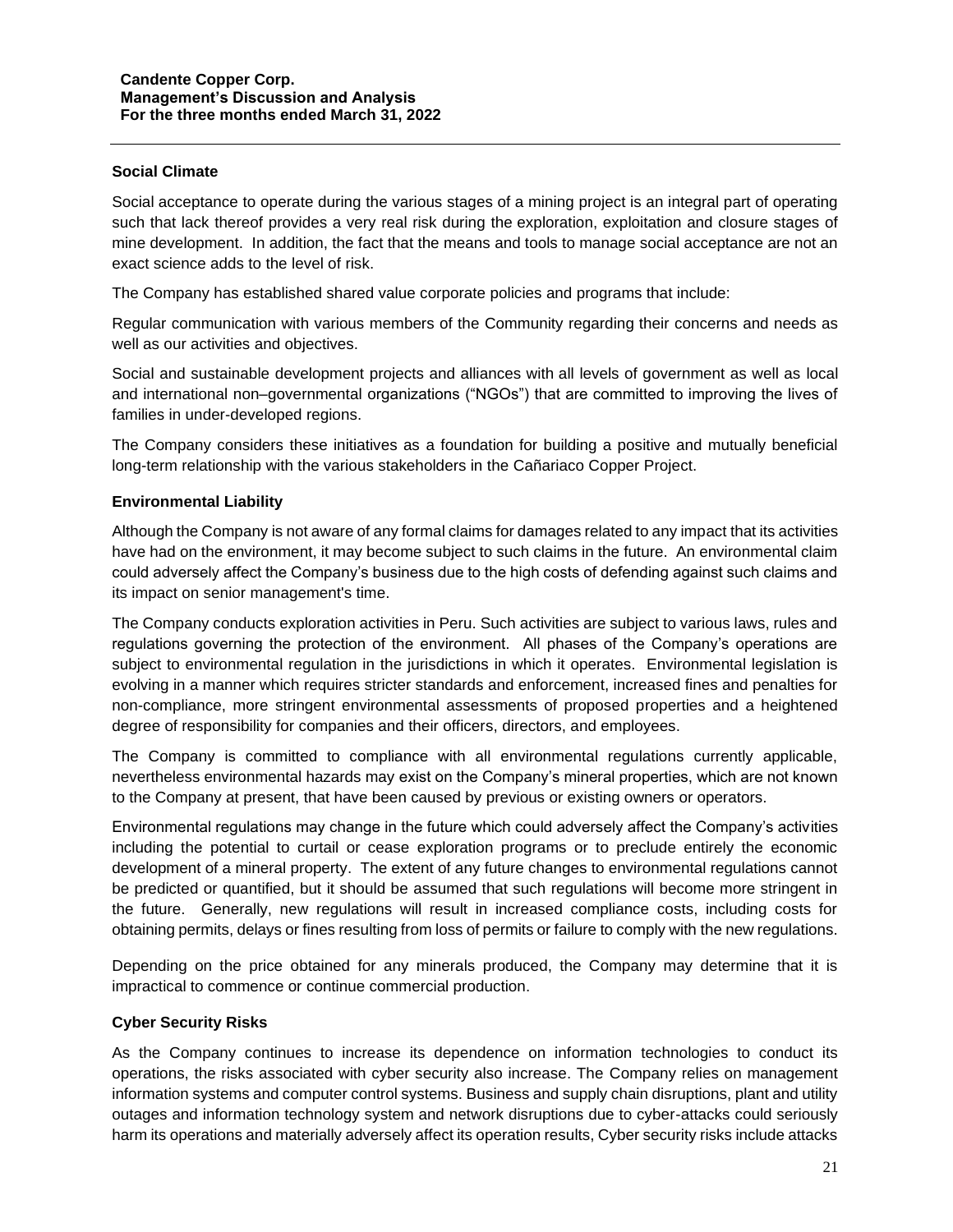## Social Climate

Social acceptance to operate during the various stages of a mining project is an integral part of operating such that lack thereof provides a very real risk during the exploration, exploitation and closure stages of mine development. In addition, the fact that the means and tools to manage social acceptance are not an exact science adds to the level of risk.

The Company has established shared value corporate policies and programs that include:

Regular communication with various members of the Community regarding their concerns and needs as well as our activities and objectives.

Social and sustainable development projects and alliances with all levels of government as well as local and international non–governmental organizations ("NGOs") that are committed to improving the lives of families in under-developed regions.

The Company considers these initiatives as a foundation for building a positive and mutually beneficial long-term relationship with the various stakeholders in the Cañariaco Copper Project.

## Environmental Liability

Although the Company is not aware of any formal claims for damages related to any impact that its activities have had on the environment, it may become subject to such claims in the future. An environmental claim could adversely affect the Company's business due to the high costs of defending against such claims and its impact on senior management's time.

The Company conducts exploration activities in Peru. Such activities are subject to various laws, rules and regulations governing the protection of the environment. All phases of the Company's operations are subject to environmental regulation in the jurisdictions in which it operates. Environmental legislation is evolving in a manner which requires stricter standards and enforcement, increased fines and penalties for non-compliance, more stringent environmental assessments of proposed properties and a heightened degree of responsibility for companies and their officers, directors, and employees.

The Company is committed to compliance with all environmental regulations currently applicable, nevertheless environmental hazards may exist on the Company's mineral properties, which are not known to the Company at present, that have been caused by previous or existing owners or operators.

Environmental regulations may change in the future which could adversely affect the Company's activities including the potential to curtail or cease exploration programs or to preclude entirely the economic development of a mineral property. The extent of any future changes to environmental regulations cannot be predicted or quantified, but it should be assumed that such regulations will become more stringent in the future. Generally, new regulations will result in increased compliance costs, including costs for obtaining permits, delays or fines resulting from loss of permits or failure to comply with the new regulations.

Depending on the price obtained for any minerals produced, the Company may determine that it is impractical to commence or continue commercial production.

## Cyber Security Risks

As the Company continues to increase its dependence on information technologies to conduct its operations, the risks associated with cyber security also increase. The Company relies on management information systems and computer control systems. Business and supply chain disruptions, plant and utility outages and information technology system and network disruptions due to cyber-attacks could seriously harm its operations and materially adversely affect its operation results, Cyber security risks include attacks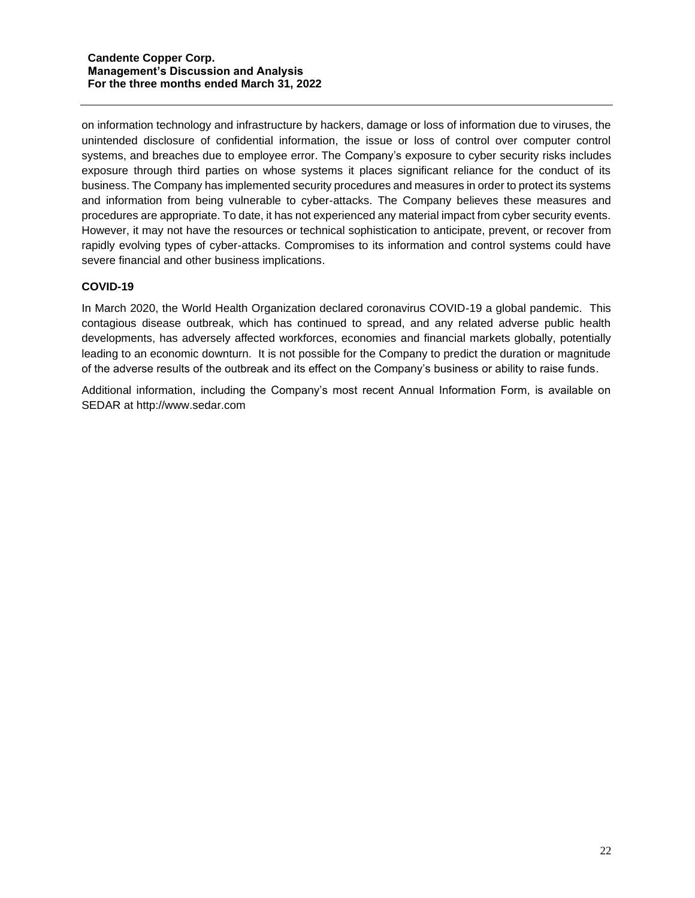on information technology and infrastructure by hackers, damage or loss of information due to viruses, the unintended disclosure of confidential information, the issue or loss of control over computer control systems, and breaches due to employee error. The Company's exposure to cyber security risks includes exposure through third parties on whose systems it places significant reliance for the conduct of its business. The Company has implemented security procedures and measures in order to protect its systems and information from being vulnerable to cyber-attacks. The Company believes these measures and procedures are appropriate. To date, it has not experienced any material impact from cyber security events. However, it may not have the resources or technical sophistication to anticipate, prevent, or recover from rapidly evolving types of cyber-attacks. Compromises to its information and control systems could have severe financial and other business implications.

**COVID-19**

In March 2020, the World Health Organization declared coronavirus COVID-19 a global pandemic. This contagious disease outbreak, which has continued to spread, and any related adverse public health developments, has adversely affected workforces, economies and financial markets globally, potentially leading to an economic downturn. It is not possible for the Company to predict the duration or magnitude of the adverse results of the outbreak and its effect on the Company's business or ability to raise funds.

Additional information, including the Company's most recent Annual Information Form, is available on SEDAR at http://www.sedar.com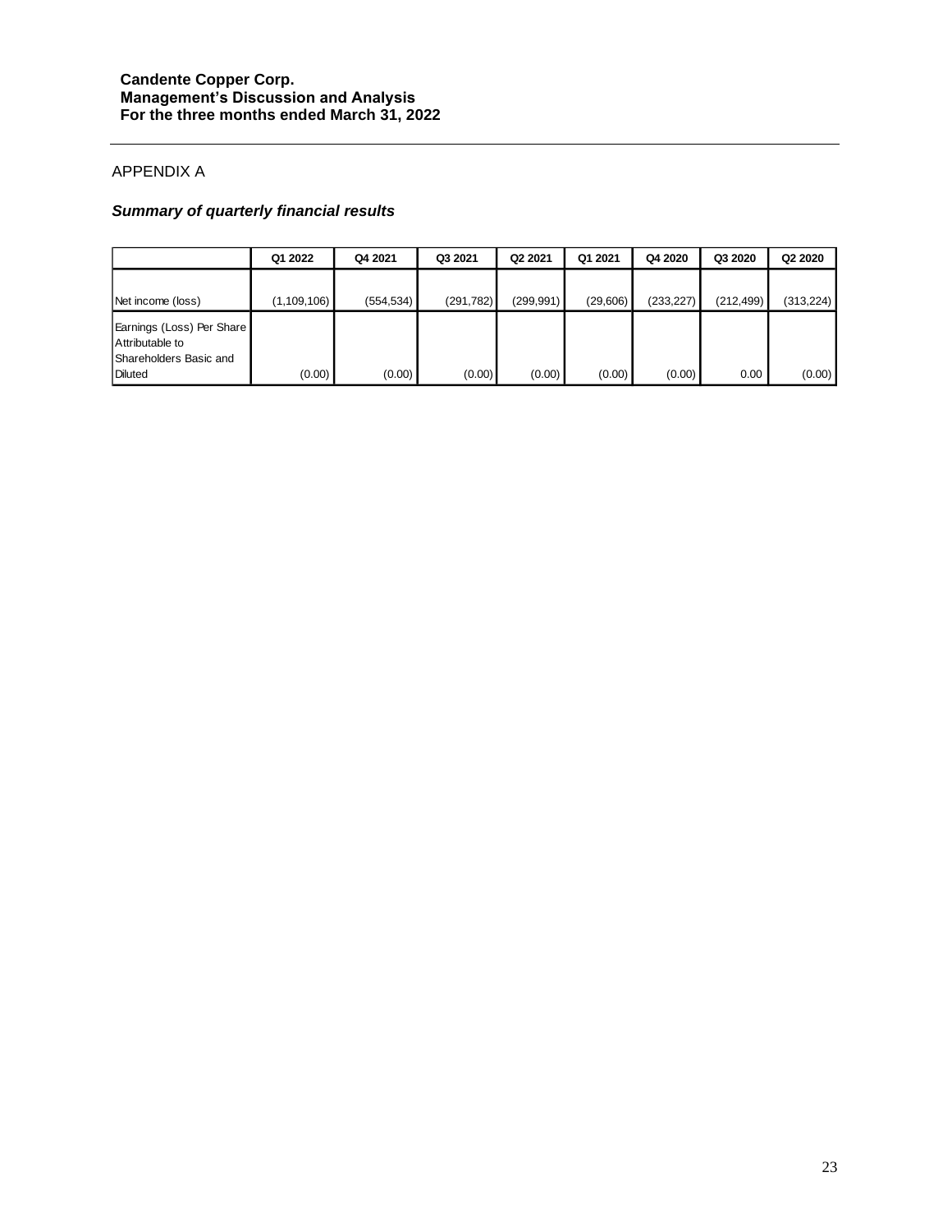APPENDIX A

***Summary of quarterly financial results***

| | Q1 2022 | Q4 2021 | Q3 2021 | Q2 2021 | Q1 2021 | Q4 2020 | Q3 2020 | Q2 2020 |
|---|---|---|---|---|---|---|---|---|
| Net income (loss) | (1,109,106) | (554,534) | (291,782) | (299,991) | (29,606) | (233,227) | (212,499) | (313,224) |
| Earnings (Loss) Per Share Attributable to Shareholders Basic and Diluted | (0.00) | (0.00) | (0.00) | (0.00) | (0.00) | (0.00) | 0.00 | (0.00) |